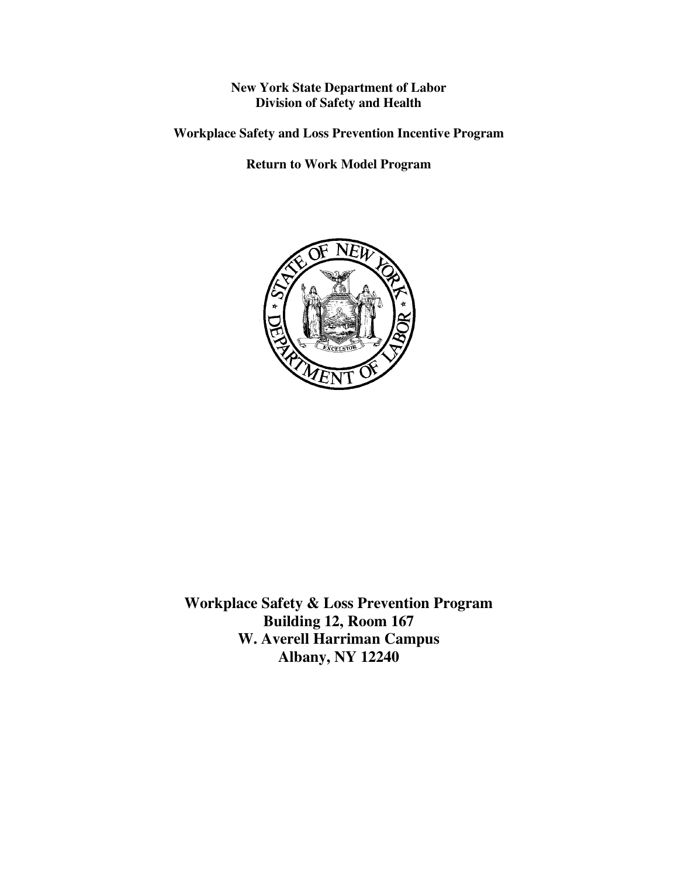**New York State Department of Labor**
**Division of Safety and Health**

**Workplace Safety and Loss Prevention Incentive Program**

**Return to Work Model Program**

**Workplace Safety & Loss Prevention Program**
**Building 12, Room 167**
**W. Averell Harriman Campus**
**Albany, NY 12240**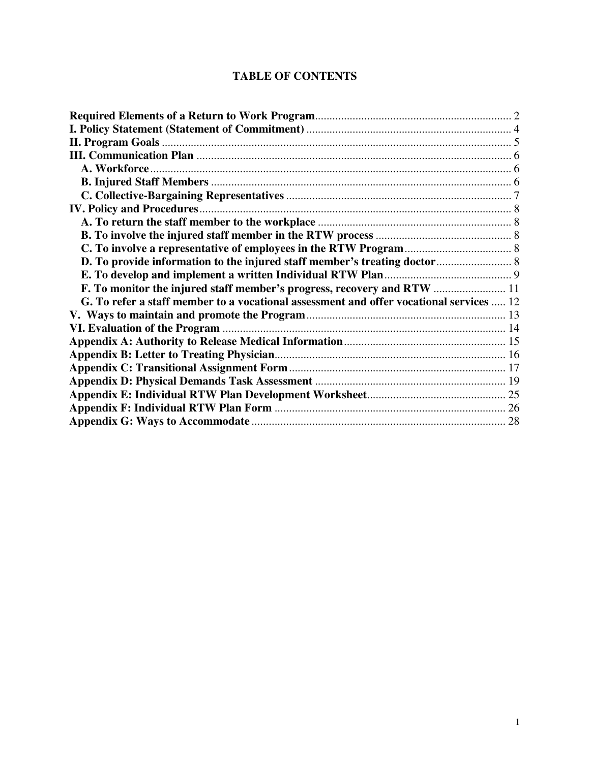# TABLE OF CONTENTS

**Required Elements of a Return to Work Program** .................... 2

**I. Policy Statement (Statement of Commitment)** .................... 4

**II. Program Goals** .................... 5

**III. Communication Plan** .................... 6

- **A. Workforce** .................... 6
- **B. Injured Staff Members** .................... 6
- **C. Collective-Bargaining Representatives** .................... 7

**IV. Policy and Procedures** .................... 8

- **A. To return the staff member to the workplace** .................... 8
- **B. To involve the injured staff member in the RTW process** .................... 8
- **C. To involve a representative of employees in the RTW Program** .................... 8
- **D. To provide information to the injured staff member's treating doctor** .................... 8
- **E. To develop and implement a written Individual RTW Plan** .................... 9
- **F. To monitor the injured staff member's progress, recovery and RTW** .................... 11
- **G. To refer a staff member to a vocational assessment and offer vocational services** .................... 12

**V. Ways to maintain and promote the Program** .................... 13

**VI. Evaluation of the Program** .................... 14

**Appendix A: Authority to Release Medical Information** .................... 15

**Appendix B: Letter to Treating Physician** .................... 16

**Appendix C: Transitional Assignment Form** .................... 17

**Appendix D: Physical Demands Task Assessment** .................... 19

**Appendix E: Individual RTW Plan Development Worksheet** .................... 25

**Appendix F: Individual RTW Plan Form** .................... 26

**Appendix G: Ways to Accommodate** .................... 28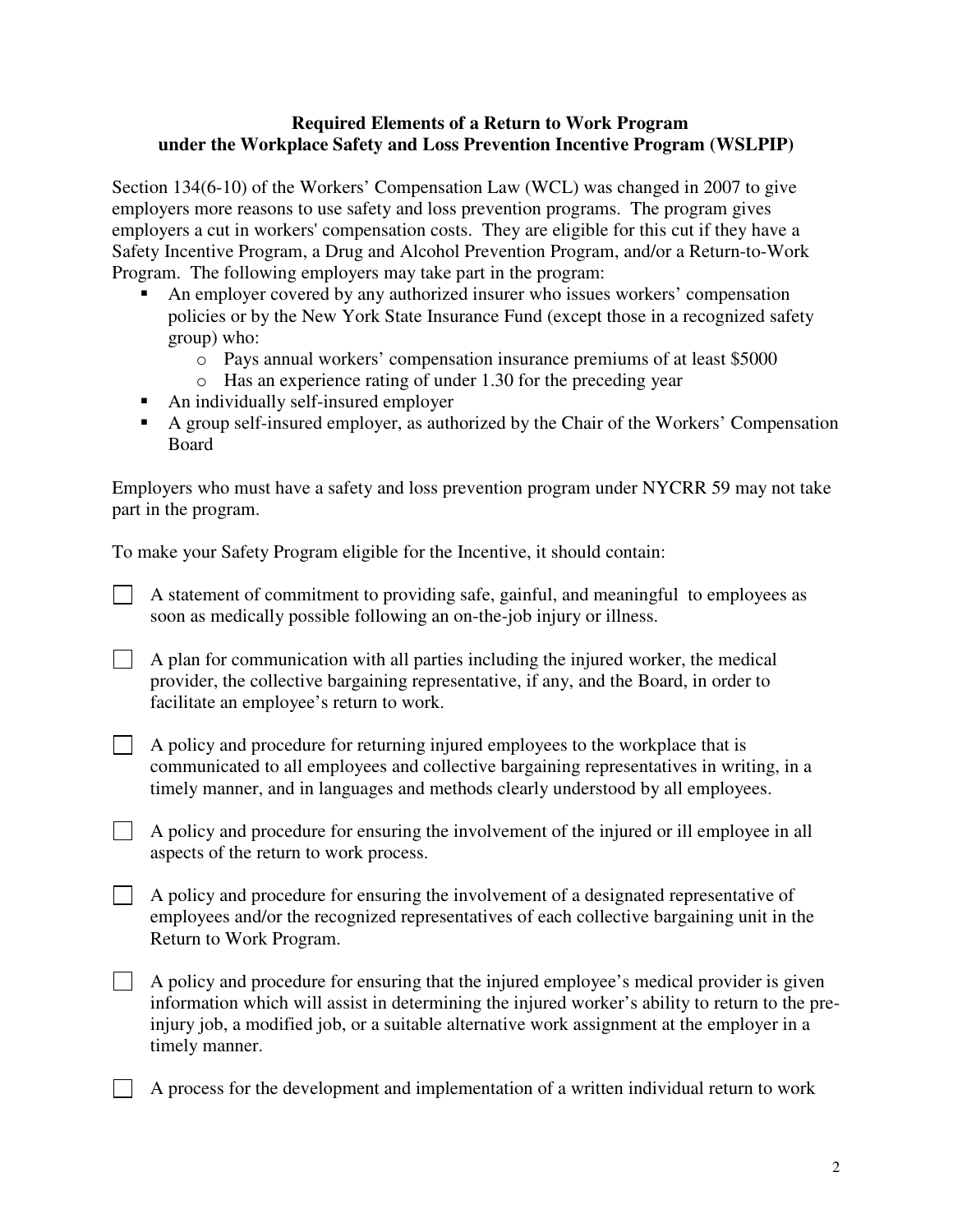**Required Elements of a Return to Work Program under the Workplace Safety and Loss Prevention Incentive Program (WSLPIP)**

Section 134(6-10) of the Workers' Compensation Law (WCL) was changed in 2007 to give employers more reasons to use safety and loss prevention programs. The program gives employers a cut in workers' compensation costs. They are eligible for this cut if they have a Safety Incentive Program, a Drug and Alcohol Prevention Program, and/or a Return-to-Work Program. The following employers may take part in the program:

- An employer covered by any authorized insurer who issues workers' compensation policies or by the New York State Insurance Fund (except those in a recognized safety group) who:
    - Pays annual workers' compensation insurance premiums of at least $5000
    - Has an experience rating of under 1.30 for the preceding year
- An individually self-insured employer
- A group self-insured employer, as authorized by the Chair of the Workers' Compensation Board

Employers who must have a safety and loss prevention program under NYCRR 59 may not take part in the program.

To make your Safety Program eligible for the Incentive, it should contain:

- [ ] A statement of commitment to providing safe, gainful, and meaningful to employees as soon as medically possible following an on-the-job injury or illness.
- [ ] A plan for communication with all parties including the injured worker, the medical provider, the collective bargaining representative, if any, and the Board, in order to facilitate an employee's return to work.
- [ ] A policy and procedure for returning injured employees to the workplace that is communicated to all employees and collective bargaining representatives in writing, in a timely manner, and in languages and methods clearly understood by all employees.
- [ ] A policy and procedure for ensuring the involvement of the injured or ill employee in all aspects of the return to work process.
- [ ] A policy and procedure for ensuring the involvement of a designated representative of employees and/or the recognized representatives of each collective bargaining unit in the Return to Work Program.
- [ ] A policy and procedure for ensuring that the injured employee's medical provider is given information which will assist in determining the injured worker's ability to return to the pre-injury job, a modified job, or a suitable alternative work assignment at the employer in a timely manner.
- [ ] A process for the development and implementation of a written individual return to work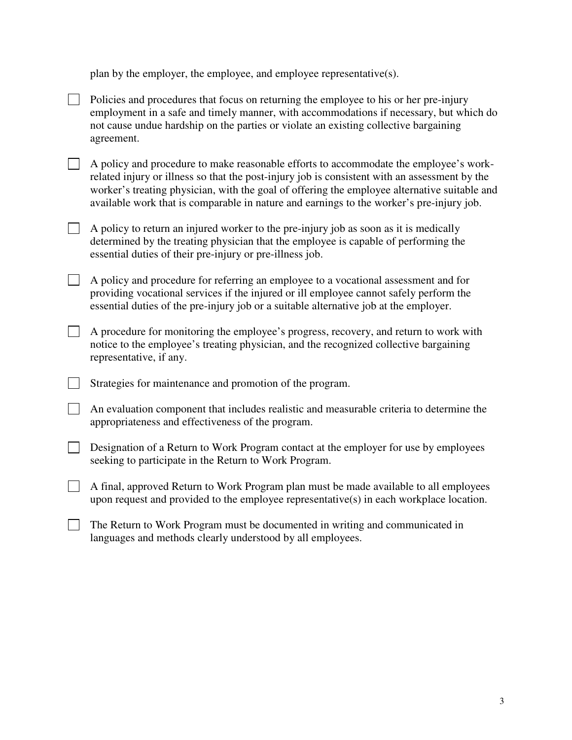plan by the employer, the employee, and employee representative(s).

- [ ] Policies and procedures that focus on returning the employee to his or her pre-injury employment in a safe and timely manner, with accommodations if necessary, but which do not cause undue hardship on the parties or violate an existing collective bargaining agreement.

- [ ] A policy and procedure to make reasonable efforts to accommodate the employee's work-related injury or illness so that the post-injury job is consistent with an assessment by the worker's treating physician, with the goal of offering the employee alternative suitable and available work that is comparable in nature and earnings to the worker's pre-injury job.

- [ ] A policy to return an injured worker to the pre-injury job as soon as it is medically determined by the treating physician that the employee is capable of performing the essential duties of their pre-injury or pre-illness job.

- [ ] A policy and procedure for referring an employee to a vocational assessment and for providing vocational services if the injured or ill employee cannot safely perform the essential duties of the pre-injury job or a suitable alternative job at the employer.

- [ ] A procedure for monitoring the employee's progress, recovery, and return to work with notice to the employee's treating physician, and the recognized collective bargaining representative, if any.

- [ ] Strategies for maintenance and promotion of the program.

- [ ] An evaluation component that includes realistic and measurable criteria to determine the appropriateness and effectiveness of the program.

- [ ] Designation of a Return to Work Program contact at the employer for use by employees seeking to participate in the Return to Work Program.

- [ ] A final, approved Return to Work Program plan must be made available to all employees upon request and provided to the employee representative(s) in each workplace location.

- [ ] The Return to Work Program must be documented in writing and communicated in languages and methods clearly understood by all employees.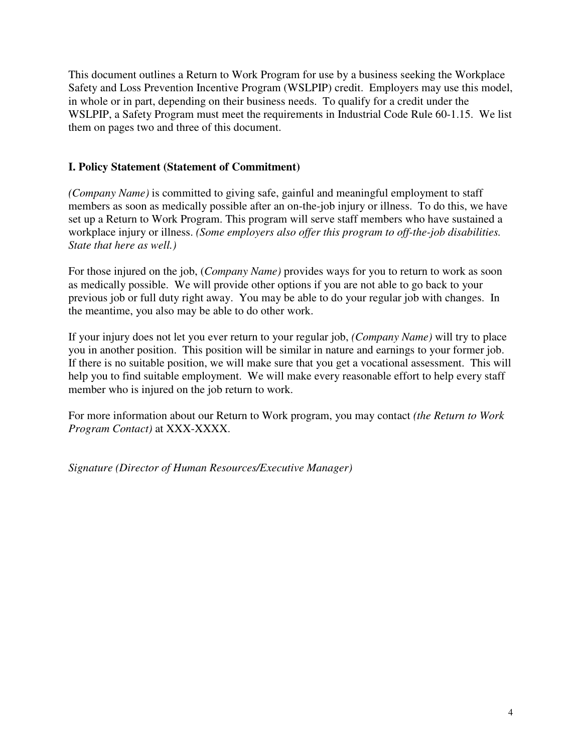This document outlines a Return to Work Program for use by a business seeking the Workplace Safety and Loss Prevention Incentive Program (WSLPIP) credit. Employers may use this model, in whole or in part, depending on their business needs. To qualify for a credit under the WSLPIP, a Safety Program must meet the requirements in Industrial Code Rule 60-1.15. We list them on pages two and three of this document.

## I. Policy Statement (Statement of Commitment)

*(Company Name)* is committed to giving safe, gainful and meaningful employment to staff members as soon as medically possible after an on-the-job injury or illness. To do this, we have set up a Return to Work Program. This program will serve staff members who have sustained a workplace injury or illness. *(Some employers also offer this program to off-the-job disabilities. State that here as well.)*

For those injured on the job, (*Company Name)* provides ways for you to return to work as soon as medically possible. We will provide other options if you are not able to go back to your previous job or full duty right away. You may be able to do your regular job with changes. In the meantime, you also may be able to do other work.

If your injury does not let you ever return to your regular job, *(Company Name)* will try to place you in another position. This position will be similar in nature and earnings to your former job. If there is no suitable position, we will make sure that you get a vocational assessment. This will help you to find suitable employment. We will make every reasonable effort to help every staff member who is injured on the job return to work.

For more information about our Return to Work program, you may contact *(the Return to Work Program Contact)* at XXX-XXXX.

*Signature (Director of Human Resources/Executive Manager)*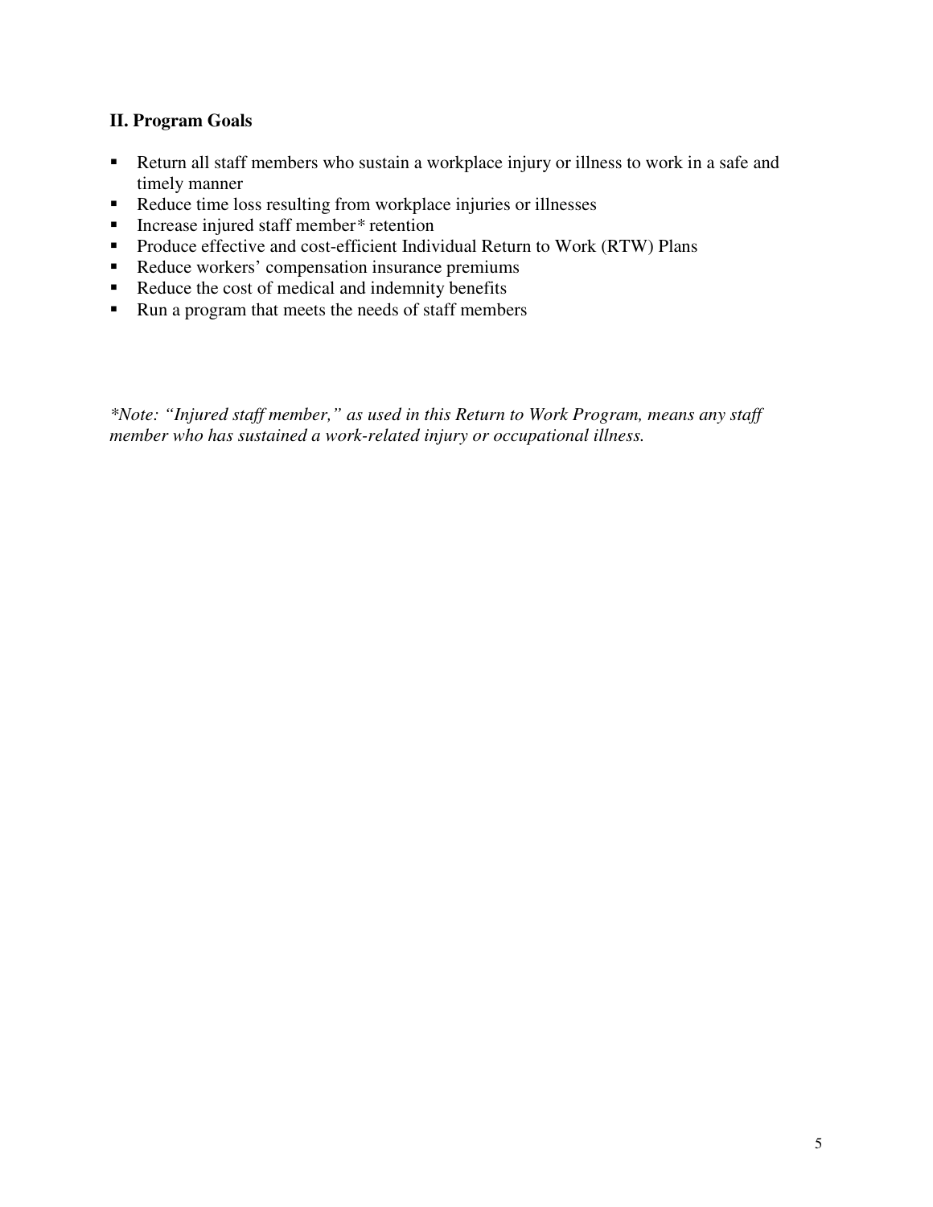## II. Program Goals

- Return all staff members who sustain a workplace injury or illness to work in a safe and timely manner
- Reduce time loss resulting from workplace injuries or illnesses
- Increase injured staff member* retention
- Produce effective and cost-efficient Individual Return to Work (RTW) Plans
- Reduce workers' compensation insurance premiums
- Reduce the cost of medical and indemnity benefits
- Run a program that meets the needs of staff members

*\*Note: "Injured staff member," as used in this Return to Work Program, means any staff member who has sustained a work-related injury or occupational illness.*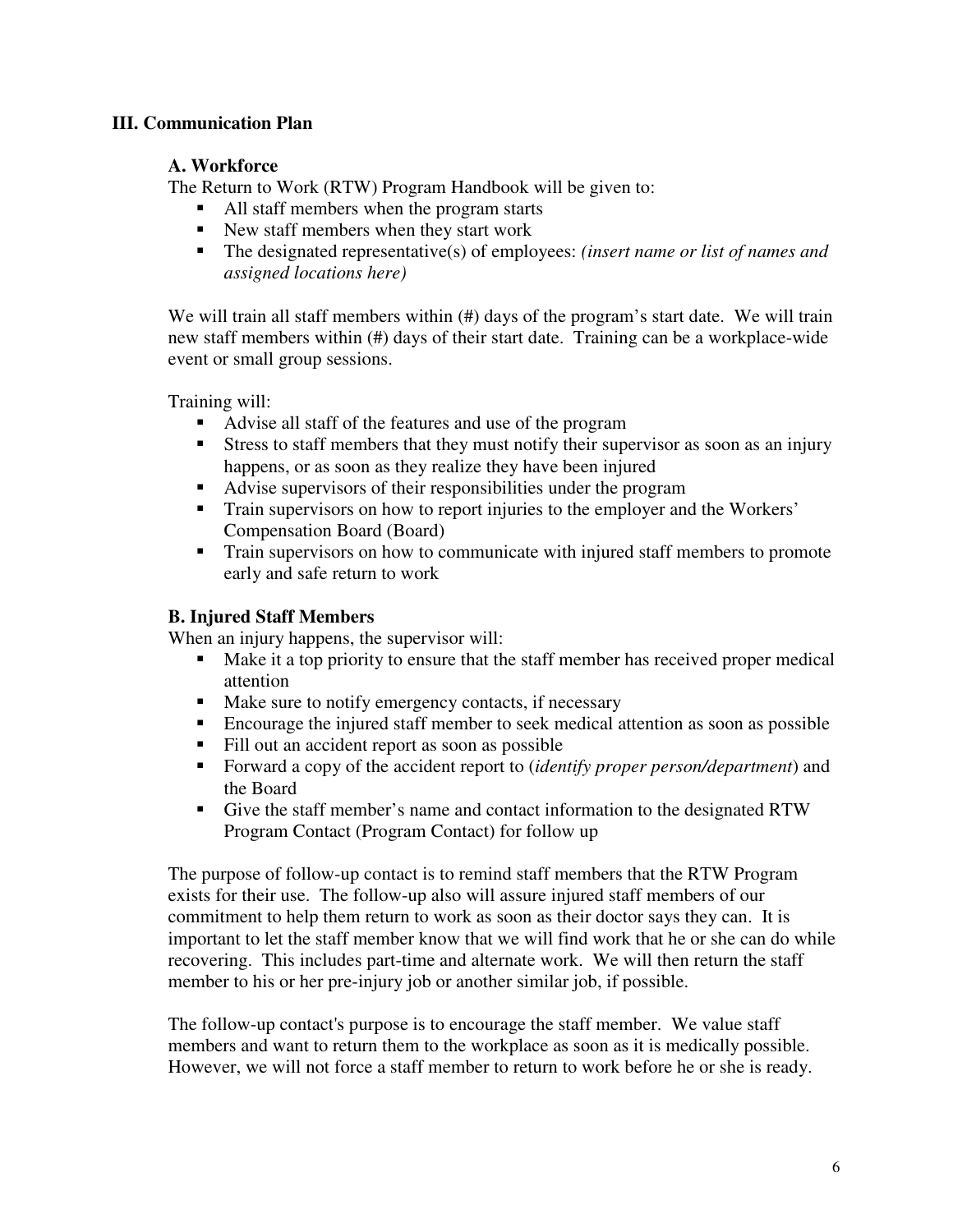## III. Communication Plan

### A. Workforce

The Return to Work (RTW) Program Handbook will be given to:

- All staff members when the program starts
- New staff members when they start work
- The designated representative(s) of employees: *(insert name or list of names and assigned locations here)*

We will train all staff members within (#) days of the program's start date. We will train new staff members within (#) days of their start date. Training can be a workplace-wide event or small group sessions.

Training will:

- Advise all staff of the features and use of the program
- Stress to staff members that they must notify their supervisor as soon as an injury happens, or as soon as they realize they have been injured
- Advise supervisors of their responsibilities under the program
- Train supervisors on how to report injuries to the employer and the Workers' Compensation Board (Board)
- Train supervisors on how to communicate with injured staff members to promote early and safe return to work

### B. Injured Staff Members

When an injury happens, the supervisor will:

- Make it a top priority to ensure that the staff member has received proper medical attention
- Make sure to notify emergency contacts, if necessary
- Encourage the injured staff member to seek medical attention as soon as possible
- Fill out an accident report as soon as possible
- Forward a copy of the accident report to (*identify proper person/department*) and the Board
- Give the staff member's name and contact information to the designated RTW Program Contact (Program Contact) for follow up

The purpose of follow-up contact is to remind staff members that the RTW Program exists for their use. The follow-up also will assure injured staff members of our commitment to help them return to work as soon as their doctor says they can. It is important to let the staff member know that we will find work that he or she can do while recovering. This includes part-time and alternate work. We will then return the staff member to his or her pre-injury job or another similar job, if possible.

The follow-up contact's purpose is to encourage the staff member. We value staff members and want to return them to the workplace as soon as it is medically possible. However, we will not force a staff member to return to work before he or she is ready.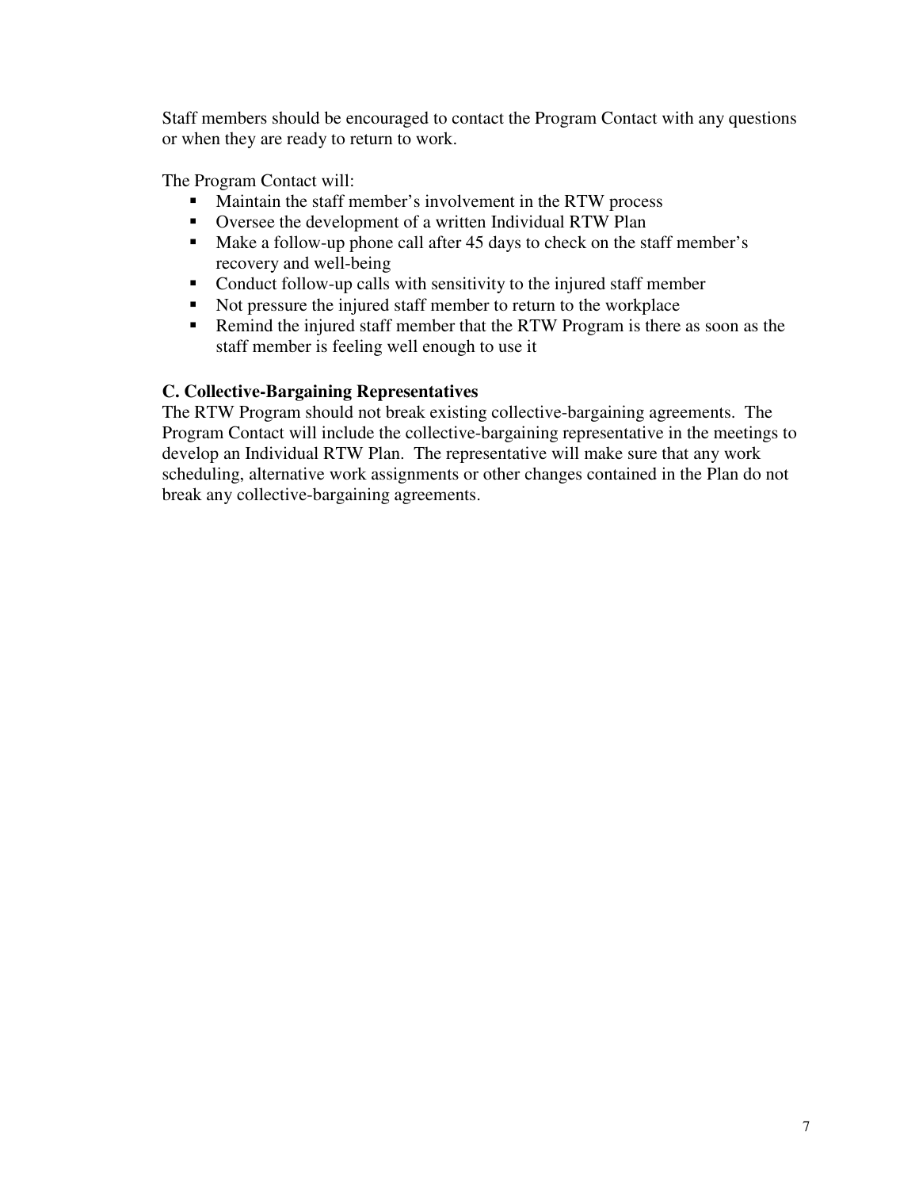Staff members should be encouraged to contact the Program Contact with any questions or when they are ready to return to work.

The Program Contact will:

- Maintain the staff member's involvement in the RTW process
- Oversee the development of a written Individual RTW Plan
- Make a follow-up phone call after 45 days to check on the staff member's recovery and well-being
- Conduct follow-up calls with sensitivity to the injured staff member
- Not pressure the injured staff member to return to the workplace
- Remind the injured staff member that the RTW Program is there as soon as the staff member is feeling well enough to use it

### C. Collective-Bargaining Representatives

The RTW Program should not break existing collective-bargaining agreements. The Program Contact will include the collective-bargaining representative in the meetings to develop an Individual RTW Plan. The representative will make sure that any work scheduling, alternative work assignments or other changes contained in the Plan do not break any collective-bargaining agreements.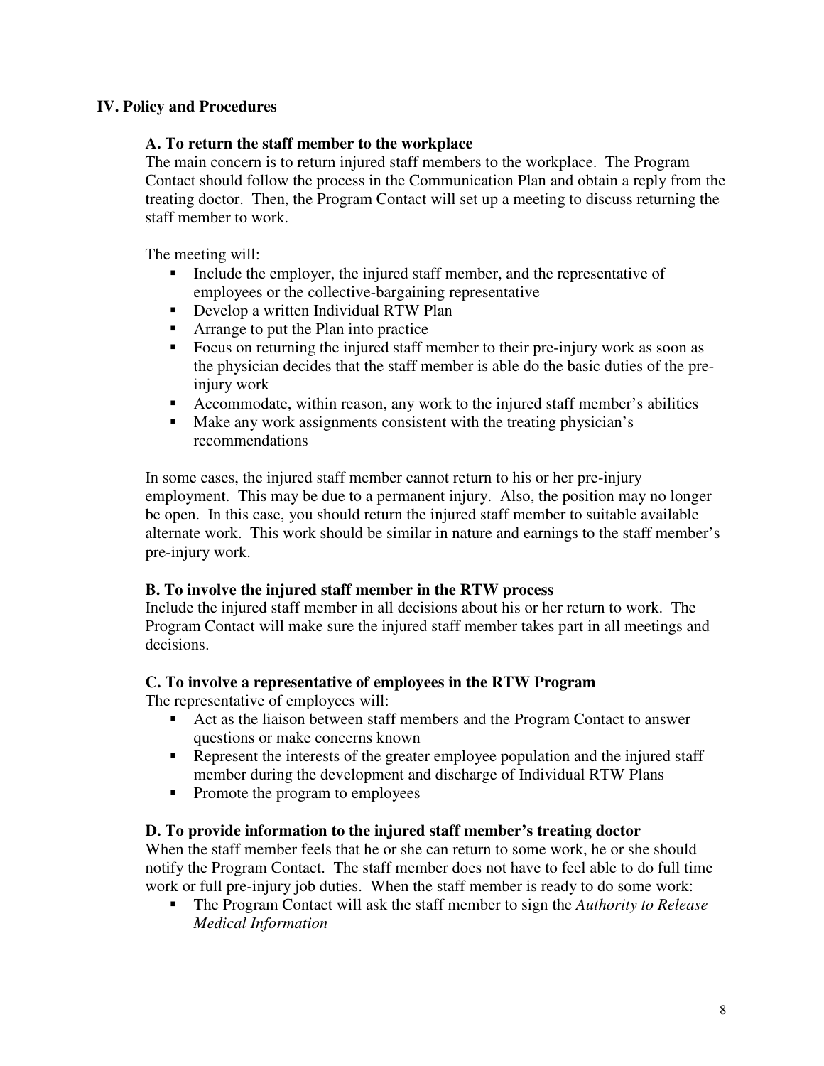## IV. Policy and Procedures

### A. To return the staff member to the workplace

The main concern is to return injured staff members to the workplace. The Program Contact should follow the process in the Communication Plan and obtain a reply from the treating doctor. Then, the Program Contact will set up a meeting to discuss returning the staff member to work.

The meeting will:

- Include the employer, the injured staff member, and the representative of employees or the collective-bargaining representative
- Develop a written Individual RTW Plan
- Arrange to put the Plan into practice
- Focus on returning the injured staff member to their pre-injury work as soon as the physician decides that the staff member is able do the basic duties of the pre-injury work
- Accommodate, within reason, any work to the injured staff member's abilities
- Make any work assignments consistent with the treating physician's recommendations

In some cases, the injured staff member cannot return to his or her pre-injury employment. This may be due to a permanent injury. Also, the position may no longer be open. In this case, you should return the injured staff member to suitable available alternate work. This work should be similar in nature and earnings to the staff member's pre-injury work.

### B. To involve the injured staff member in the RTW process

Include the injured staff member in all decisions about his or her return to work. The Program Contact will make sure the injured staff member takes part in all meetings and decisions.

### C. To involve a representative of employees in the RTW Program

The representative of employees will:

- Act as the liaison between staff members and the Program Contact to answer questions or make concerns known
- Represent the interests of the greater employee population and the injured staff member during the development and discharge of Individual RTW Plans
- Promote the program to employees

### D. To provide information to the injured staff member's treating doctor

When the staff member feels that he or she can return to some work, he or she should notify the Program Contact. The staff member does not have to feel able to do full time work or full pre-injury job duties. When the staff member is ready to do some work:

- The Program Contact will ask the staff member to sign the *Authority to Release Medical Information*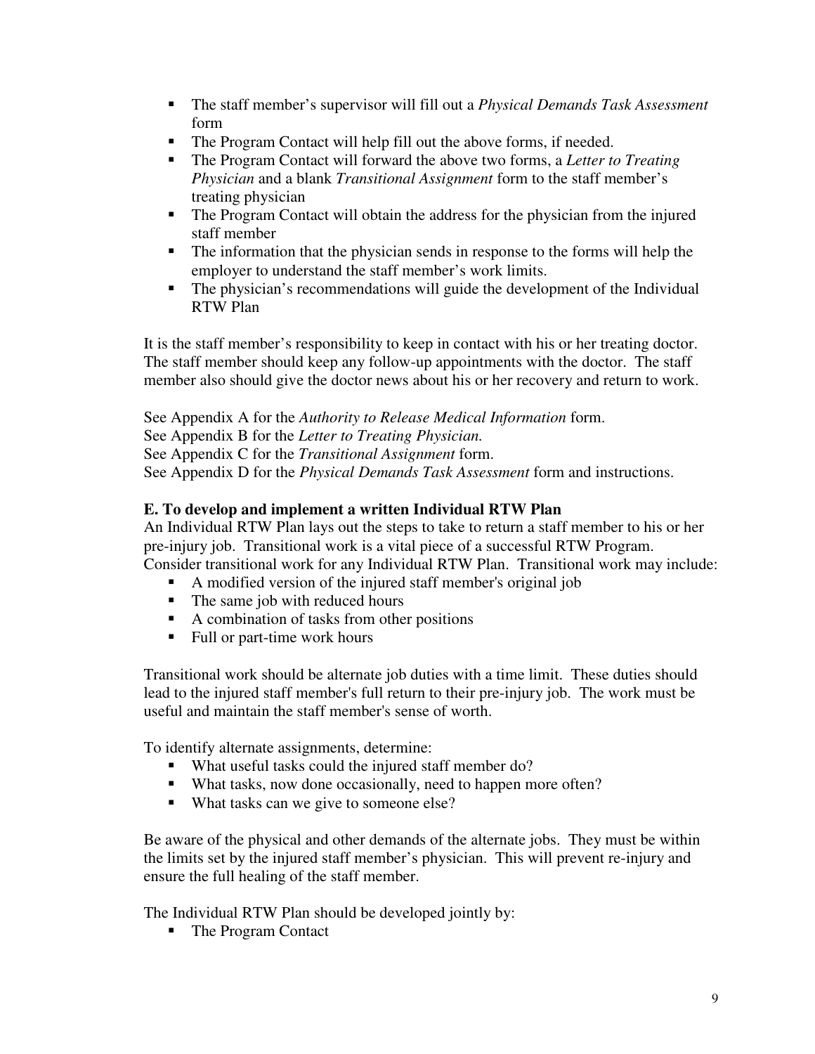- The staff member's supervisor will fill out a *Physical Demands Task Assessment* form
- The Program Contact will help fill out the above forms, if needed.
- The Program Contact will forward the above two forms, a *Letter to Treating Physician* and a blank *Transitional Assignment* form to the staff member's treating physician
- The Program Contact will obtain the address for the physician from the injured staff member
- The information that the physician sends in response to the forms will help the employer to understand the staff member's work limits.
- The physician's recommendations will guide the development of the Individual RTW Plan

It is the staff member's responsibility to keep in contact with his or her treating doctor. The staff member should keep any follow-up appointments with the doctor. The staff member also should give the doctor news about his or her recovery and return to work.

See Appendix A for the *Authority to Release Medical Information* form.
See Appendix B for the *Letter to Treating Physician.*
See Appendix C for the *Transitional Assignment* form.
See Appendix D for the *Physical Demands Task Assessment* form and instructions.

**E. To develop and implement a written Individual RTW Plan**

An Individual RTW Plan lays out the steps to take to return a staff member to his or her pre-injury job. Transitional work is a vital piece of a successful RTW Program. Consider transitional work for any Individual RTW Plan. Transitional work may include:

- A modified version of the injured staff member's original job
- The same job with reduced hours
- A combination of tasks from other positions
- Full or part-time work hours

Transitional work should be alternate job duties with a time limit. These duties should lead to the injured staff member's full return to their pre-injury job. The work must be useful and maintain the staff member's sense of worth.

To identify alternate assignments, determine:

- What useful tasks could the injured staff member do?
- What tasks, now done occasionally, need to happen more often?
- What tasks can we give to someone else?

Be aware of the physical and other demands of the alternate jobs. They must be within the limits set by the injured staff member's physician. This will prevent re-injury and ensure the full healing of the staff member.

The Individual RTW Plan should be developed jointly by:

- The Program Contact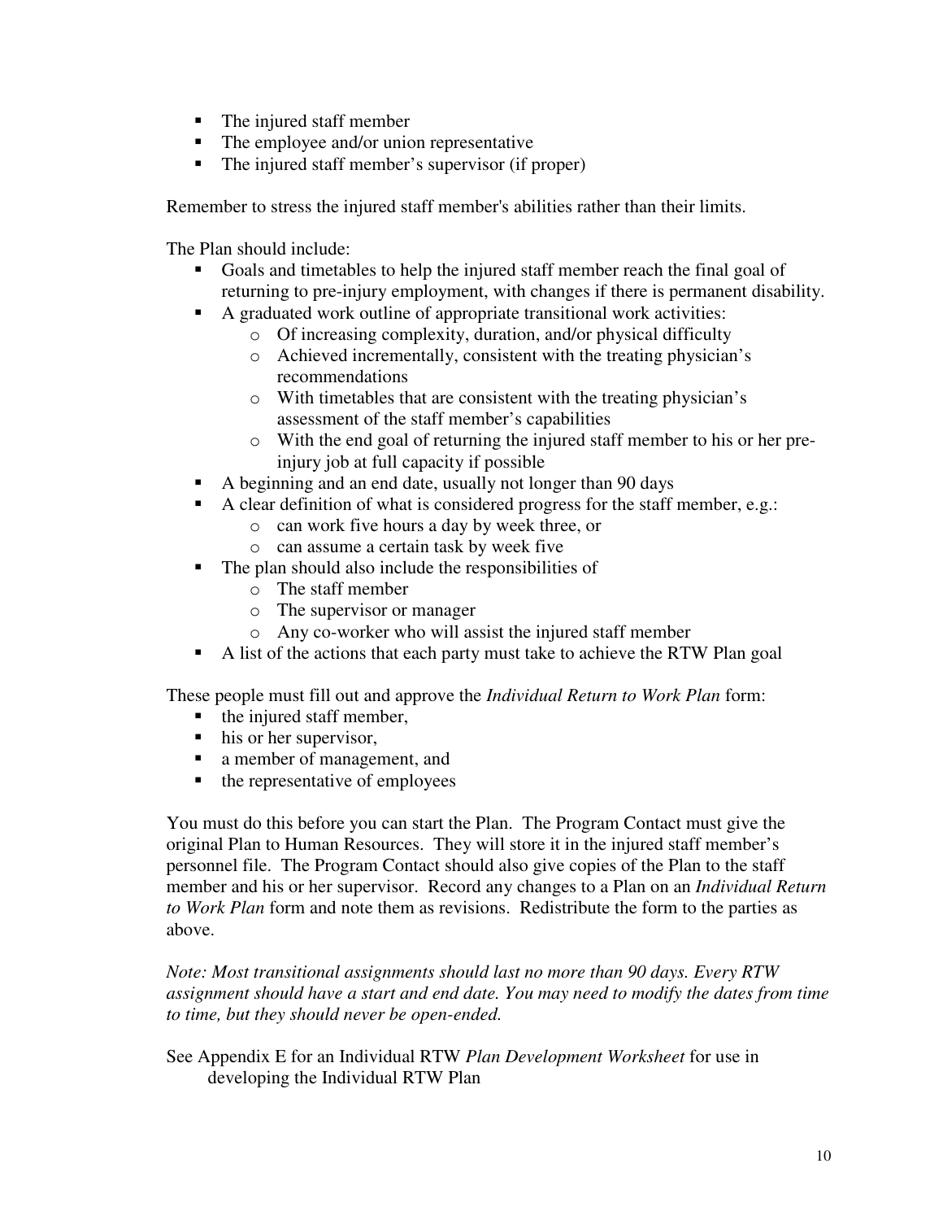- The injured staff member
- The employee and/or union representative
- The injured staff member's supervisor (if proper)

Remember to stress the injured staff member's abilities rather than their limits.

The Plan should include:

- Goals and timetables to help the injured staff member reach the final goal of returning to pre-injury employment, with changes if there is permanent disability.
- A graduated work outline of appropriate transitional work activities:
  - Of increasing complexity, duration, and/or physical difficulty
  - Achieved incrementally, consistent with the treating physician's recommendations
  - With timetables that are consistent with the treating physician's assessment of the staff member's capabilities
  - With the end goal of returning the injured staff member to his or her pre-injury job at full capacity if possible
- A beginning and an end date, usually not longer than 90 days
- A clear definition of what is considered progress for the staff member, e.g.:
  - can work five hours a day by week three, or
  - can assume a certain task by week five
- The plan should also include the responsibilities of
  - The staff member
  - The supervisor or manager
  - Any co-worker who will assist the injured staff member
- A list of the actions that each party must take to achieve the RTW Plan goal

These people must fill out and approve the *Individual Return to Work Plan* form:

- the injured staff member,
- his or her supervisor,
- a member of management, and
- the representative of employees

You must do this before you can start the Plan. The Program Contact must give the original Plan to Human Resources. They will store it in the injured staff member's personnel file. The Program Contact should also give copies of the Plan to the staff member and his or her supervisor. Record any changes to a Plan on an *Individual Return to Work Plan* form and note them as revisions. Redistribute the form to the parties as above.

*Note: Most transitional assignments should last no more than 90 days. Every RTW assignment should have a start and end date. You may need to modify the dates from time to time, but they should never be open-ended.*

See Appendix E for an Individual RTW *Plan Development Worksheet* for use in developing the Individual RTW Plan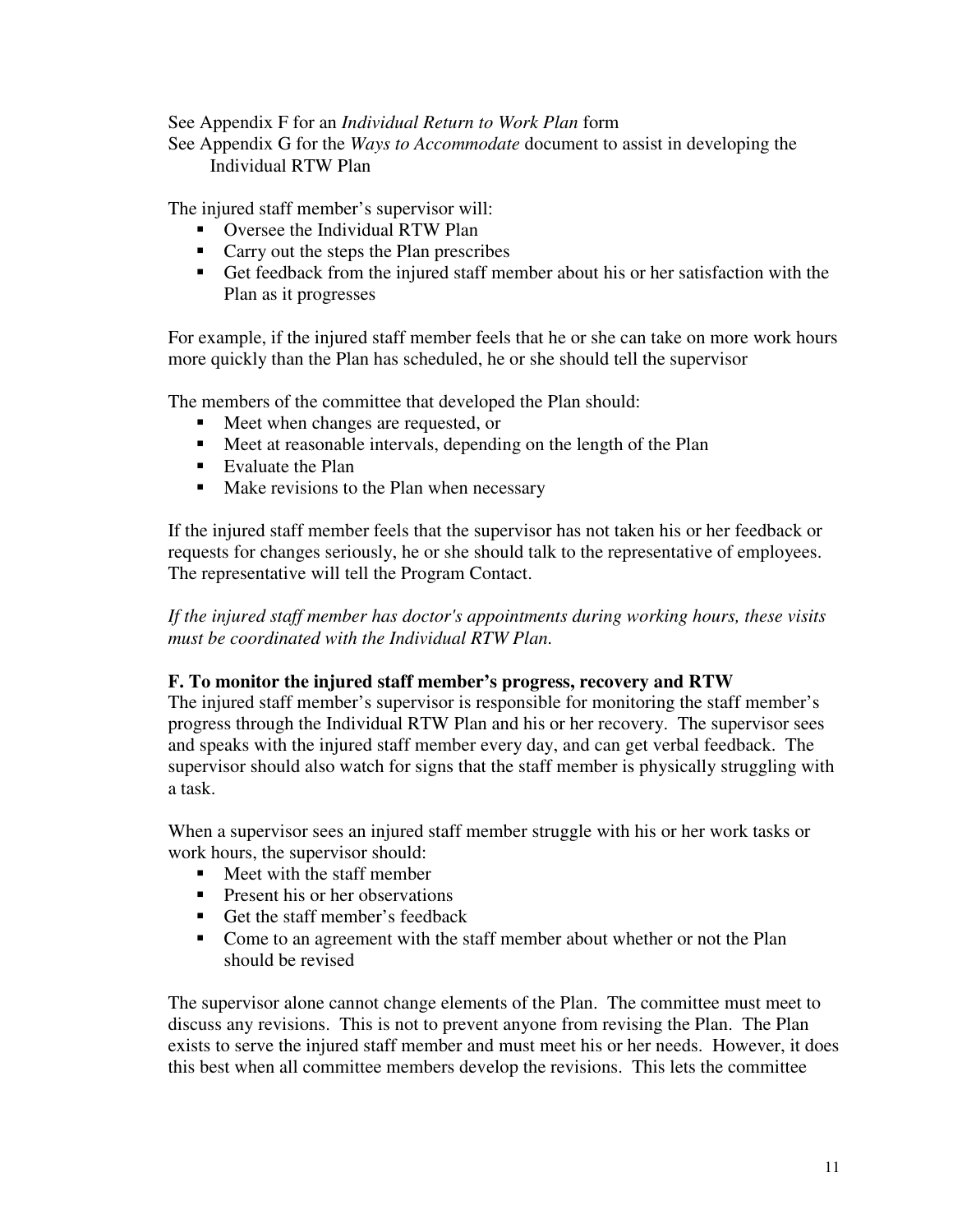See Appendix F for an *Individual Return to Work Plan* form
See Appendix G for the *Ways to Accommodate* document to assist in developing the Individual RTW Plan

The injured staff member's supervisor will:

- Oversee the Individual RTW Plan
- Carry out the steps the Plan prescribes
- Get feedback from the injured staff member about his or her satisfaction with the Plan as it progresses

For example, if the injured staff member feels that he or she can take on more work hours more quickly than the Plan has scheduled, he or she should tell the supervisor

The members of the committee that developed the Plan should:

- Meet when changes are requested, or
- Meet at reasonable intervals, depending on the length of the Plan
- Evaluate the Plan
- Make revisions to the Plan when necessary

If the injured staff member feels that the supervisor has not taken his or her feedback or requests for changes seriously, he or she should talk to the representative of employees. The representative will tell the Program Contact.

*If the injured staff member has doctor's appointments during working hours, these visits must be coordinated with the Individual RTW Plan.*

**F. To monitor the injured staff member's progress, recovery and RTW**

The injured staff member's supervisor is responsible for monitoring the staff member's progress through the Individual RTW Plan and his or her recovery. The supervisor sees and speaks with the injured staff member every day, and can get verbal feedback. The supervisor should also watch for signs that the staff member is physically struggling with a task.

When a supervisor sees an injured staff member struggle with his or her work tasks or work hours, the supervisor should:

- Meet with the staff member
- Present his or her observations
- Get the staff member's feedback
- Come to an agreement with the staff member about whether or not the Plan should be revised

The supervisor alone cannot change elements of the Plan. The committee must meet to discuss any revisions. This is not to prevent anyone from revising the Plan. The Plan exists to serve the injured staff member and must meet his or her needs. However, it does this best when all committee members develop the revisions. This lets the committee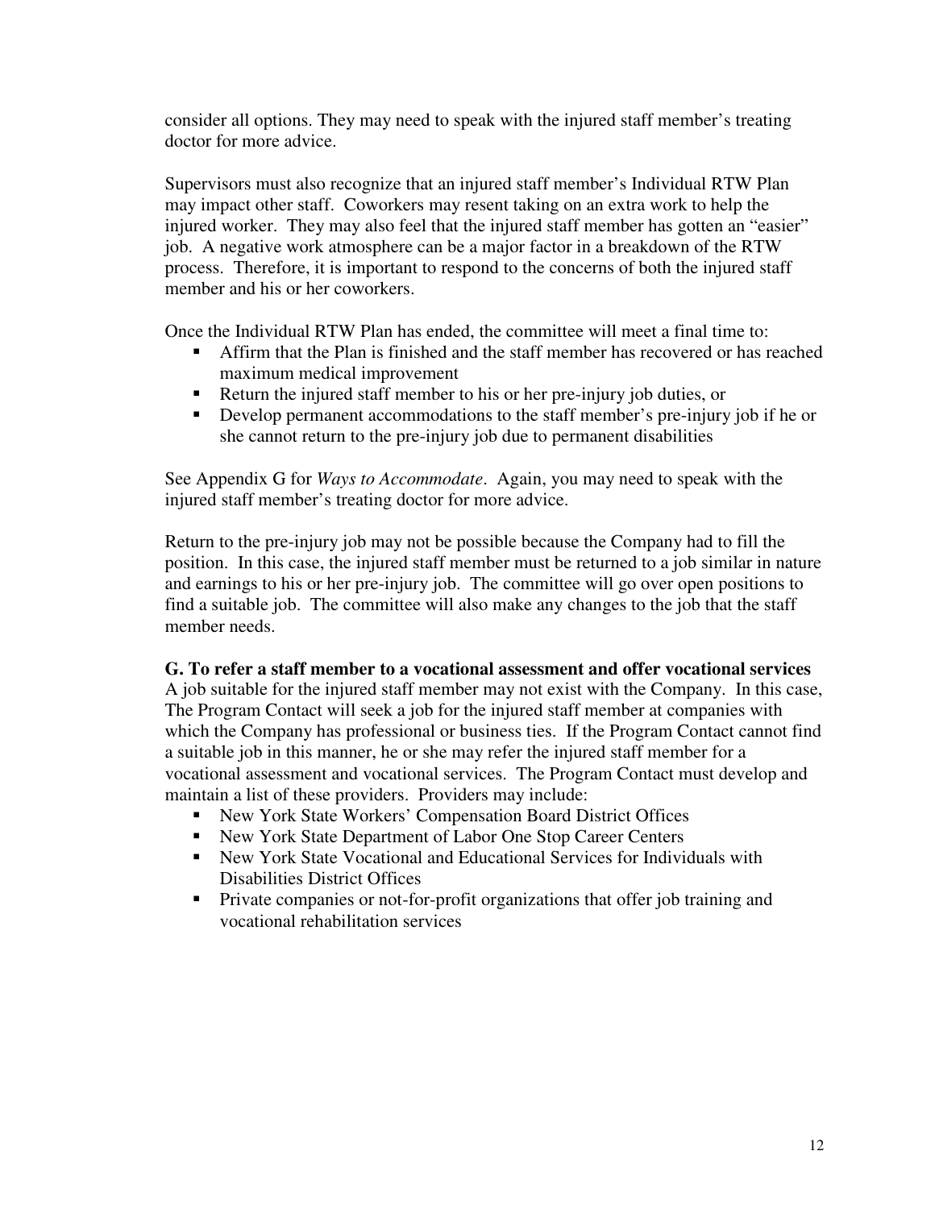consider all options. They may need to speak with the injured staff member's treating doctor for more advice.

Supervisors must also recognize that an injured staff member's Individual RTW Plan may impact other staff. Coworkers may resent taking on an extra work to help the injured worker. They may also feel that the injured staff member has gotten an "easier" job. A negative work atmosphere can be a major factor in a breakdown of the RTW process. Therefore, it is important to respond to the concerns of both the injured staff member and his or her coworkers.

Once the Individual RTW Plan has ended, the committee will meet a final time to:

- Affirm that the Plan is finished and the staff member has recovered or has reached maximum medical improvement
- Return the injured staff member to his or her pre-injury job duties, or
- Develop permanent accommodations to the staff member's pre-injury job if he or she cannot return to the pre-injury job due to permanent disabilities

See Appendix G for *Ways to Accommodate*. Again, you may need to speak with the injured staff member's treating doctor for more advice.

Return to the pre-injury job may not be possible because the Company had to fill the position. In this case, the injured staff member must be returned to a job similar in nature and earnings to his or her pre-injury job. The committee will go over open positions to find a suitable job. The committee will also make any changes to the job that the staff member needs.

**G. To refer a staff member to a vocational assessment and offer vocational services**

A job suitable for the injured staff member may not exist with the Company. In this case, The Program Contact will seek a job for the injured staff member at companies with which the Company has professional or business ties. If the Program Contact cannot find a suitable job in this manner, he or she may refer the injured staff member for a vocational assessment and vocational services. The Program Contact must develop and maintain a list of these providers. Providers may include:

- New York State Workers' Compensation Board District Offices
- New York State Department of Labor One Stop Career Centers
- New York State Vocational and Educational Services for Individuals with Disabilities District Offices
- Private companies or not-for-profit organizations that offer job training and vocational rehabilitation services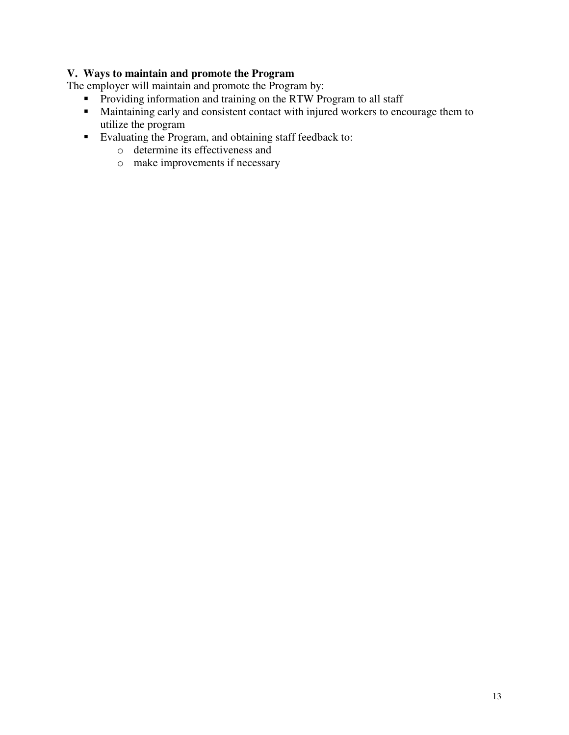### V. Ways to maintain and promote the Program

The employer will maintain and promote the Program by:

- Providing information and training on the RTW Program to all staff
- Maintaining early and consistent contact with injured workers to encourage them to utilize the program
- Evaluating the Program, and obtaining staff feedback to:
  - determine its effectiveness and
  - make improvements if necessary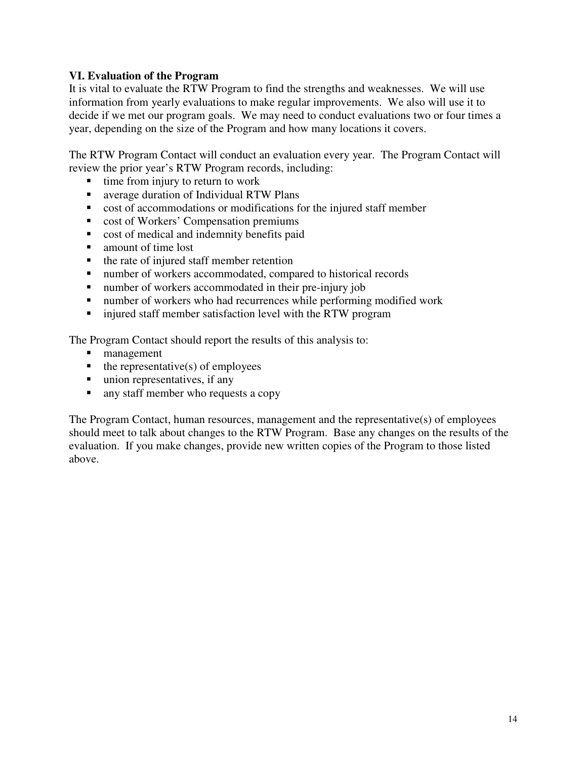## VI. Evaluation of the Program

It is vital to evaluate the RTW Program to find the strengths and weaknesses. We will use information from yearly evaluations to make regular improvements. We also will use it to decide if we met our program goals. We may need to conduct evaluations two or four times a year, depending on the size of the Program and how many locations it covers.

The RTW Program Contact will conduct an evaluation every year. The Program Contact will review the prior year's RTW Program records, including:

- time from injury to return to work
- average duration of Individual RTW Plans
- cost of accommodations or modifications for the injured staff member
- cost of Workers' Compensation premiums
- cost of medical and indemnity benefits paid
- amount of time lost
- the rate of injured staff member retention
- number of workers accommodated, compared to historical records
- number of workers accommodated in their pre-injury job
- number of workers who had recurrences while performing modified work
- injured staff member satisfaction level with the RTW program

The Program Contact should report the results of this analysis to:

- management
- the representative(s) of employees
- union representatives, if any
- any staff member who requests a copy

The Program Contact, human resources, management and the representative(s) of employees should meet to talk about changes to the RTW Program. Base any changes on the results of the evaluation. If you make changes, provide new written copies of the Program to those listed above.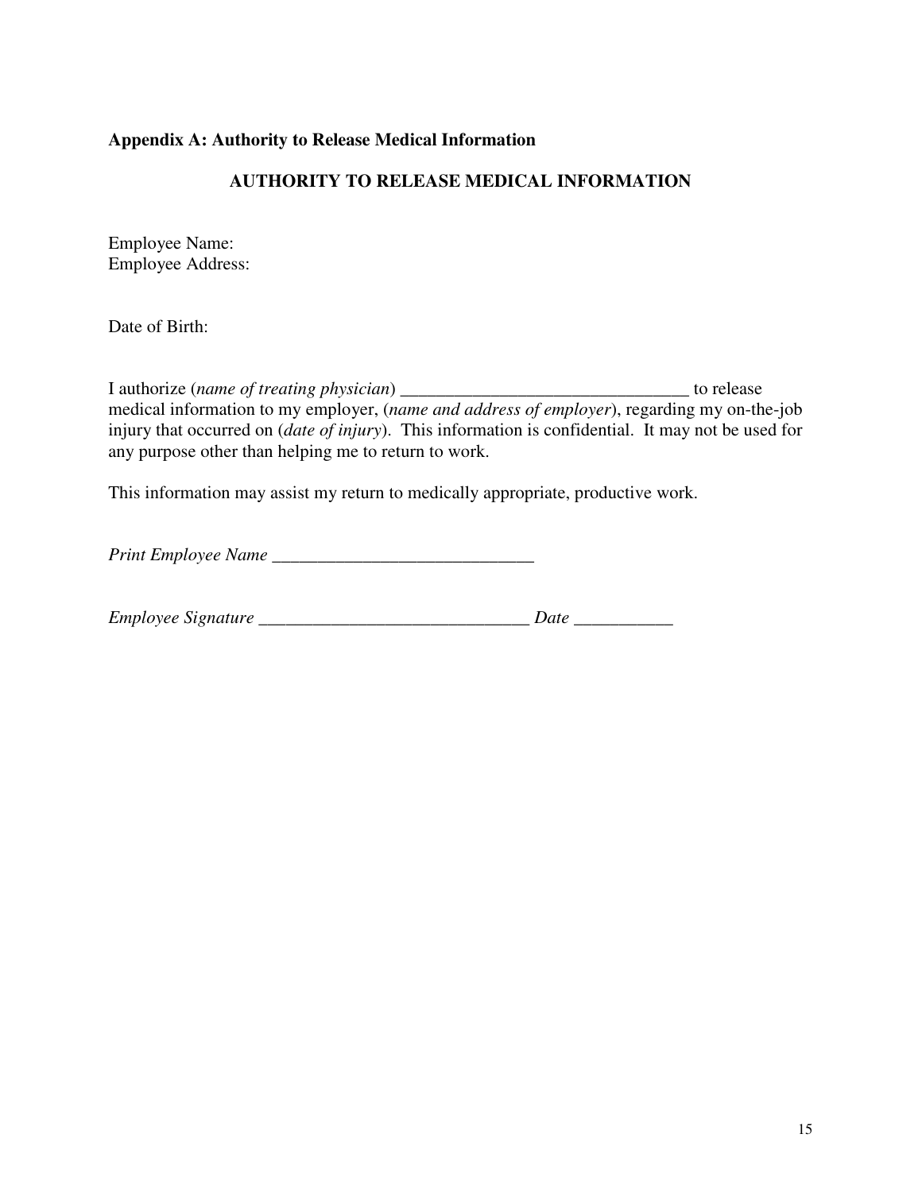**Appendix A: Authority to Release Medical Information**

## AUTHORITY TO RELEASE MEDICAL INFORMATION

Employee Name:
Employee Address:

Date of Birth:

I authorize (*name of treating physician*) ________________________________ to release medical information to my employer, (*name and address of employer*), regarding my on-the-job injury that occurred on (*date of injury*). This information is confidential. It may not be used for any purpose other than helping me to return to work.

This information may assist my return to medically appropriate, productive work.

*Print Employee Name* _____________________________

*Employee Signature* ______________________________ *Date* ___________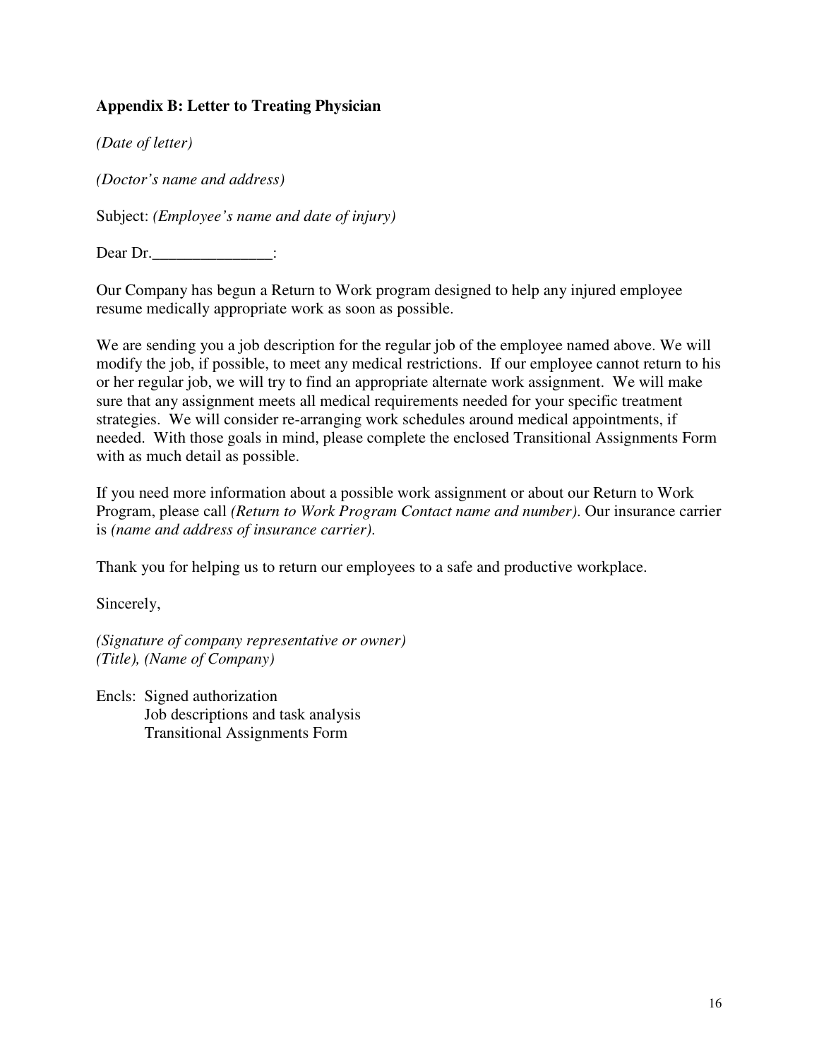**Appendix B: Letter to Treating Physician**

*(Date of letter)*

*(Doctor's name and address)*

Subject: *(Employee's name and date of injury)*

Dear Dr._______________:

Our Company has begun a Return to Work program designed to help any injured employee resume medically appropriate work as soon as possible.

We are sending you a job description for the regular job of the employee named above. We will modify the job, if possible, to meet any medical restrictions. If our employee cannot return to his or her regular job, we will try to find an appropriate alternate work assignment. We will make sure that any assignment meets all medical requirements needed for your specific treatment strategies. We will consider re-arranging work schedules around medical appointments, if needed. With those goals in mind, please complete the enclosed Transitional Assignments Form with as much detail as possible.

If you need more information about a possible work assignment or about our Return to Work Program, please call *(Return to Work Program Contact name and number)*. Our insurance carrier is *(name and address of insurance carrier)*.

Thank you for helping us to return our employees to a safe and productive workplace.

Sincerely,

*(Signature of company representative or owner)*
*(Title), (Name of Company)*

Encls: Signed authorization
Job descriptions and task analysis
Transitional Assignments Form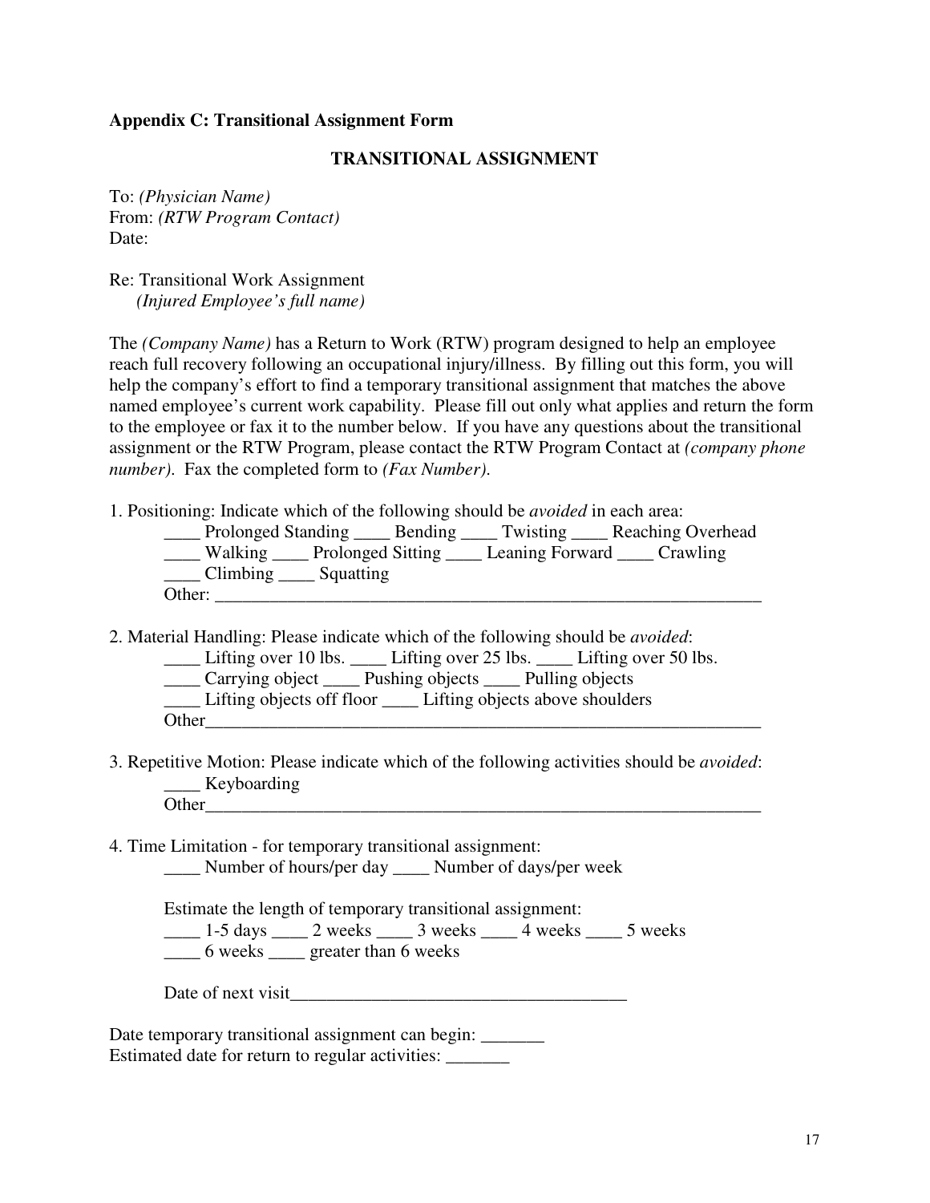**Appendix C: Transitional Assignment Form**

**TRANSITIONAL ASSIGNMENT**

To: *(Physician Name)*
From: *(RTW Program Contact)*
Date:

Re: Transitional Work Assignment
*(Injured Employee's full name)*

The *(Company Name)* has a Return to Work (RTW) program designed to help an employee reach full recovery following an occupational injury/illness. By filling out this form, you will help the company's effort to find a temporary transitional assignment that matches the above named employee's current work capability. Please fill out only what applies and return the form to the employee or fax it to the number below. If you have any questions about the transitional assignment or the RTW Program, please contact the RTW Program Contact at *(company phone number)*. Fax the completed form to *(Fax Number)*.

1. Positioning: Indicate which of the following should be *avoided* in each area:

    ____ Prolonged Standing ____ Bending ____ Twisting ____ Reaching Overhead
    ____ Walking ____ Prolonged Sitting ____ Leaning Forward ____ Crawling
    ____ Climbing ____ Squatting
    Other: ______________________________________________________________

2. Material Handling: Please indicate which of the following should be *avoided*:

    ____ Lifting over 10 lbs. ____ Lifting over 25 lbs. ____ Lifting over 50 lbs.
    ____ Carrying object ____ Pushing objects ____ Pulling objects
    ____ Lifting objects off floor ____ Lifting objects above shoulders
    Other______________________________________________________________

3. Repetitive Motion: Please indicate which of the following activities should be *avoided*:

    ____ Keyboarding
    Other______________________________________________________________

4. Time Limitation - for temporary transitional assignment:

    ____ Number of hours/per day ____ Number of days/per week

    Estimate the length of temporary transitional assignment:
    ____ 1-5 days ____ 2 weeks ____ 3 weeks ____ 4 weeks ____ 5 weeks
    ____ 6 weeks ____ greater than 6 weeks

    Date of next visit_____________________________________

Date temporary transitional assignment can begin: _______
Estimated date for return to regular activities: _______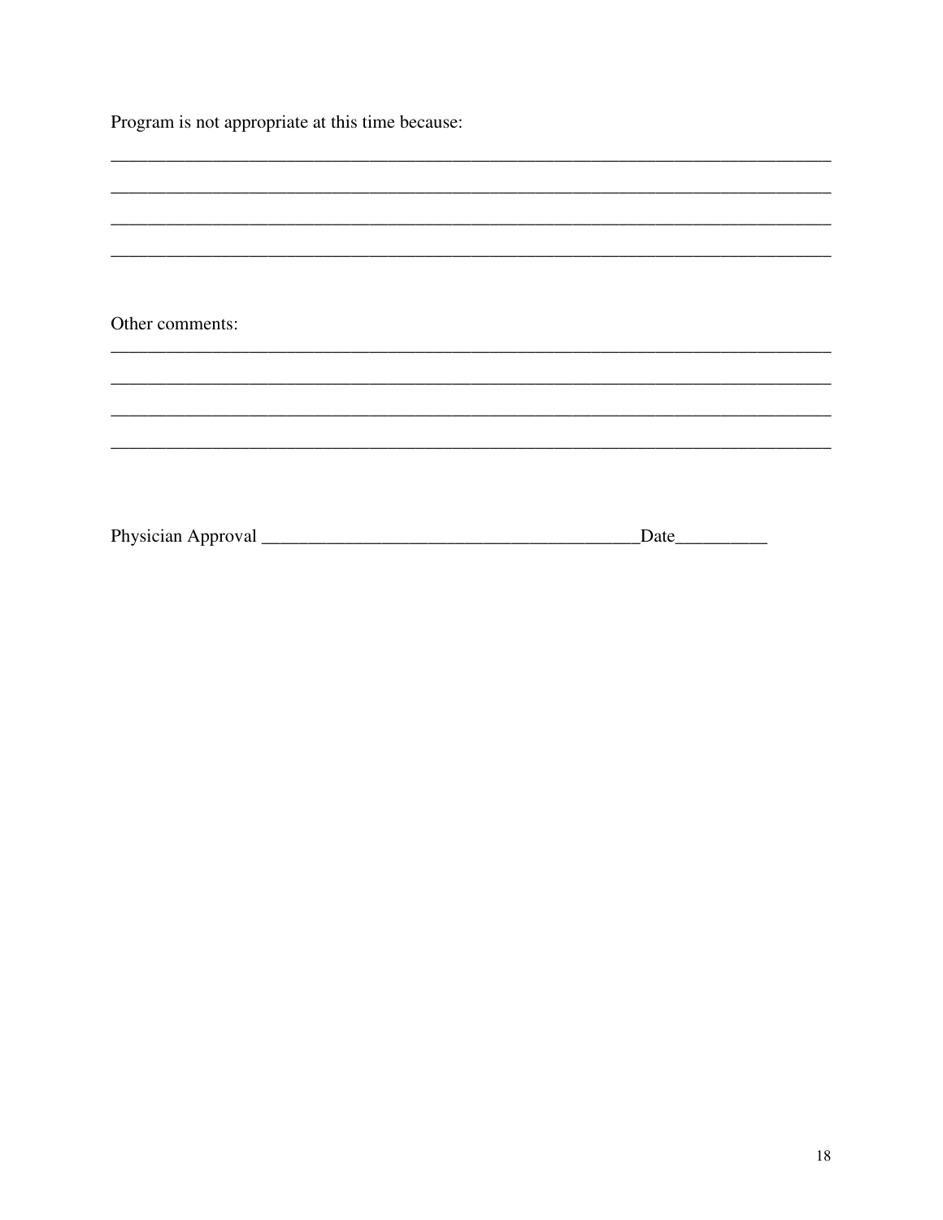Program is not appropriate at this time because:

_______________________________________________________________________________

_______________________________________________________________________________

_______________________________________________________________________________

_______________________________________________________________________________

Other comments:

_______________________________________________________________________________

_______________________________________________________________________________

_______________________________________________________________________________

_______________________________________________________________________________

Physician Approval ________________________________________Date__________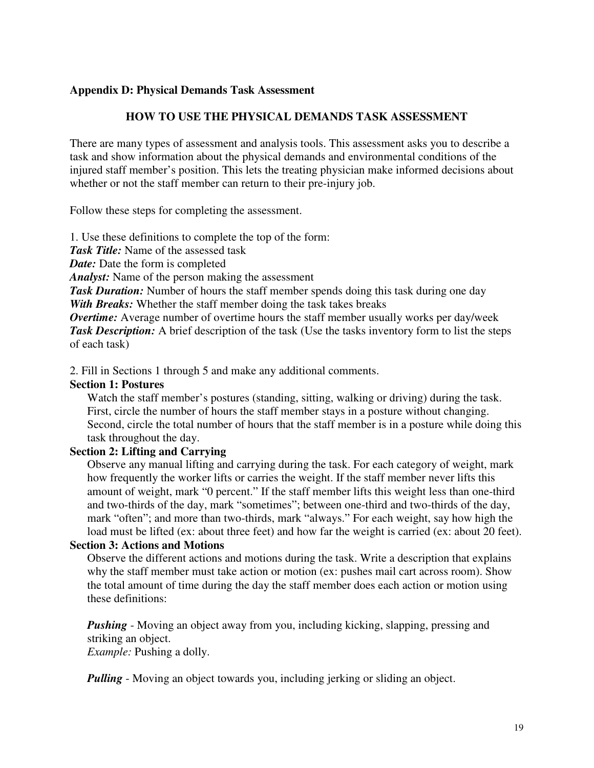**Appendix D: Physical Demands Task Assessment**

## HOW TO USE THE PHYSICAL DEMANDS TASK ASSESSMENT

There are many types of assessment and analysis tools. This assessment asks you to describe a task and show information about the physical demands and environmental conditions of the injured staff member's position. This lets the treating physician make informed decisions about whether or not the staff member can return to their pre-injury job.

Follow these steps for completing the assessment.

1. Use these definitions to complete the top of the form:
***Task Title:*** Name of the assessed task
***Date:*** Date the form is completed
***Analyst:*** Name of the person making the assessment
***Task Duration:*** Number of hours the staff member spends doing this task during one day
***With Breaks:*** Whether the staff member doing the task takes breaks
***Overtime:*** Average number of overtime hours the staff member usually works per day/week
***Task Description:*** A brief description of the task (Use the tasks inventory form to list the steps of each task)

2. Fill in Sections 1 through 5 and make any additional comments.

**Section 1: Postures**

Watch the staff member's postures (standing, sitting, walking or driving) during the task. First, circle the number of hours the staff member stays in a posture without changing. Second, circle the total number of hours that the staff member is in a posture while doing this task throughout the day.

**Section 2: Lifting and Carrying**

Observe any manual lifting and carrying during the task. For each category of weight, mark how frequently the worker lifts or carries the weight. If the staff member never lifts this amount of weight, mark "0 percent." If the staff member lifts this weight less than one-third and two-thirds of the day, mark "sometimes"; between one-third and two-thirds of the day, mark "often"; and more than two-thirds, mark "always." For each weight, say how high the load must be lifted (ex: about three feet) and how far the weight is carried (ex: about 20 feet).

**Section 3: Actions and Motions**

Observe the different actions and motions during the task. Write a description that explains why the staff member must take action or motion (ex: pushes mail cart across room). Show the total amount of time during the day the staff member does each action or motion using these definitions:

***Pushing*** - Moving an object away from you, including kicking, slapping, pressing and striking an object.
*Example:* Pushing a dolly.

***Pulling*** - Moving an object towards you, including jerking or sliding an object.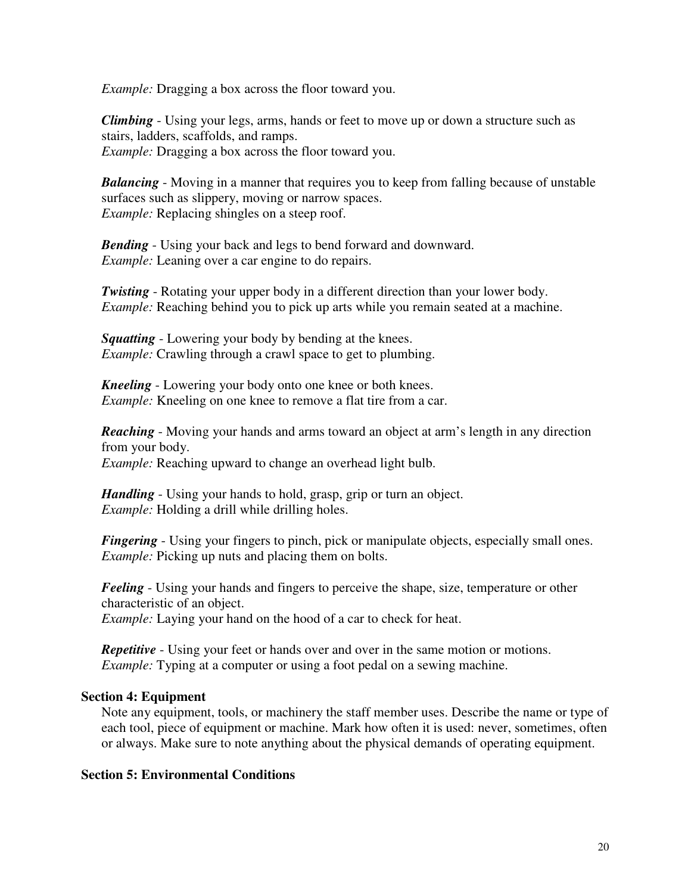*Example:* Dragging a box across the floor toward you.

***Climbing*** - Using your legs, arms, hands or feet to move up or down a structure such as stairs, ladders, scaffolds, and ramps.
*Example:* Dragging a box across the floor toward you.

***Balancing*** - Moving in a manner that requires you to keep from falling because of unstable surfaces such as slippery, moving or narrow spaces.
*Example:* Replacing shingles on a steep roof.

***Bending*** - Using your back and legs to bend forward and downward.
*Example:* Leaning over a car engine to do repairs.

***Twisting*** - Rotating your upper body in a different direction than your lower body.
*Example:* Reaching behind you to pick up arts while you remain seated at a machine.

***Squatting*** - Lowering your body by bending at the knees.
*Example:* Crawling through a crawl space to get to plumbing.

***Kneeling*** - Lowering your body onto one knee or both knees.
*Example:* Kneeling on one knee to remove a flat tire from a car.

***Reaching*** - Moving your hands and arms toward an object at arm's length in any direction from your body.
*Example:* Reaching upward to change an overhead light bulb.

***Handling*** - Using your hands to hold, grasp, grip or turn an object.
*Example:* Holding a drill while drilling holes.

***Fingering*** - Using your fingers to pinch, pick or manipulate objects, especially small ones.
*Example:* Picking up nuts and placing them on bolts.

***Feeling*** - Using your hands and fingers to perceive the shape, size, temperature or other characteristic of an object.
*Example:* Laying your hand on the hood of a car to check for heat.

***Repetitive*** - Using your feet or hands over and over in the same motion or motions.
*Example:* Typing at a computer or using a foot pedal on a sewing machine.

**Section 4: Equipment**

Note any equipment, tools, or machinery the staff member uses. Describe the name or type of each tool, piece of equipment or machine. Mark how often it is used: never, sometimes, often or always. Make sure to note anything about the physical demands of operating equipment.

**Section 5: Environmental Conditions**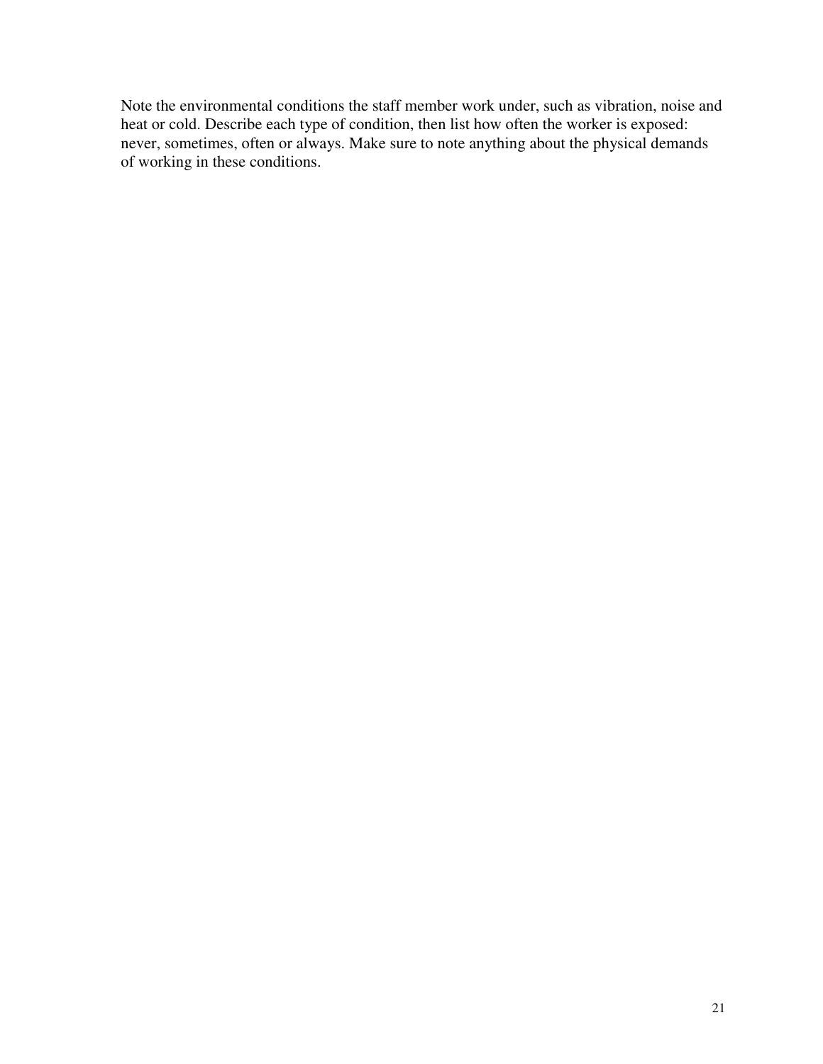Note the environmental conditions the staff member work under, such as vibration, noise and heat or cold. Describe each type of condition, then list how often the worker is exposed: never, sometimes, often or always. Make sure to note anything about the physical demands of working in these conditions.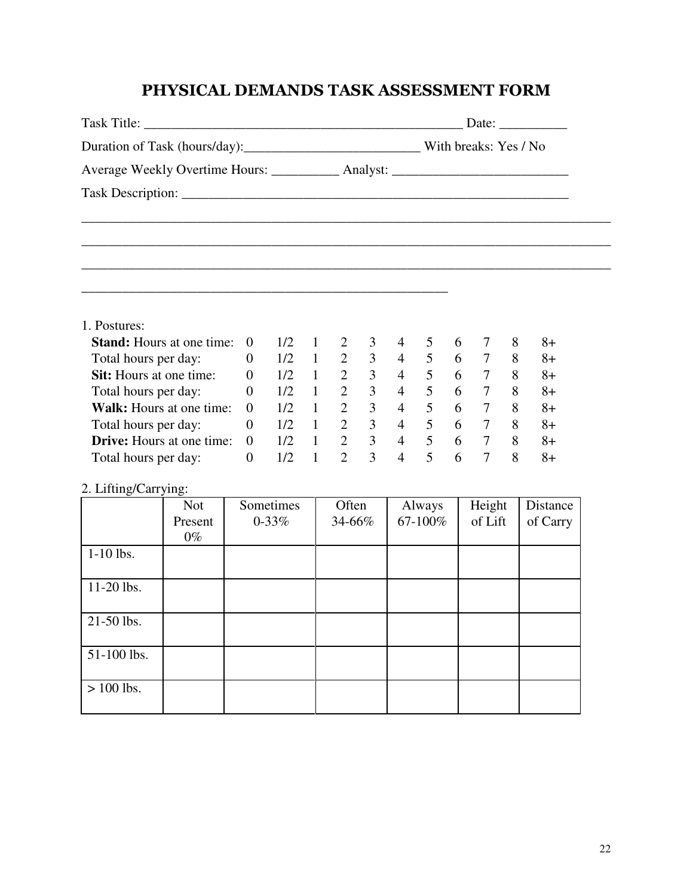# PHYSICAL DEMANDS TASK ASSESSMENT FORM

Task Title: ________________________________________________ Date: __________

Duration of Task (hours/day):__________________________ With breaks: Yes / No

Average Weekly Overtime Hours: __________ Analyst: __________________________

Task Description: ____________________________________________________________

________________________________________________________________________________

________________________________________________________________________________

________________________________________________________________________________

________________________________________________________

1. Postures:

| | | | | | | | | | | | |
|---|---|---|---|---|---|---|---|---|---|---|---|
| **Stand:** Hours at one time: | 0 | 1/2 | 1 | 2 | 3 | 4 | 5 | 6 | 7 | 8 | 8+ |
| Total hours per day: | 0 | 1/2 | 1 | 2 | 3 | 4 | 5 | 6 | 7 | 8 | 8+ |
| **Sit:** Hours at one time: | 0 | 1/2 | 1 | 2 | 3 | 4 | 5 | 6 | 7 | 8 | 8+ |
| Total hours per day: | 0 | 1/2 | 1 | 2 | 3 | 4 | 5 | 6 | 7 | 8 | 8+ |
| **Walk:** Hours at one time: | 0 | 1/2 | 1 | 2 | 3 | 4 | 5 | 6 | 7 | 8 | 8+ |
| Total hours per day: | 0 | 1/2 | 1 | 2 | 3 | 4 | 5 | 6 | 7 | 8 | 8+ |
| **Drive:** Hours at one time: | 0 | 1/2 | 1 | 2 | 3 | 4 | 5 | 6 | 7 | 8 | 8+ |
| Total hours per day: | 0 | 1/2 | 1 | 2 | 3 | 4 | 5 | 6 | 7 | 8 | 8+ |

2. Lifting/Carrying:

| | Not Present 0% | Sometimes 0-33% | Often 34-66% | Always 67-100% | Height of Lift | Distance of Carry |
|---|---|---|---|---|---|---|
| 1-10 lbs. | | | | | | |
| 11-20 lbs. | | | | | | |
| 21-50 lbs. | | | | | | |
| 51-100 lbs. | | | | | | |
| > 100 lbs. | | | | | | |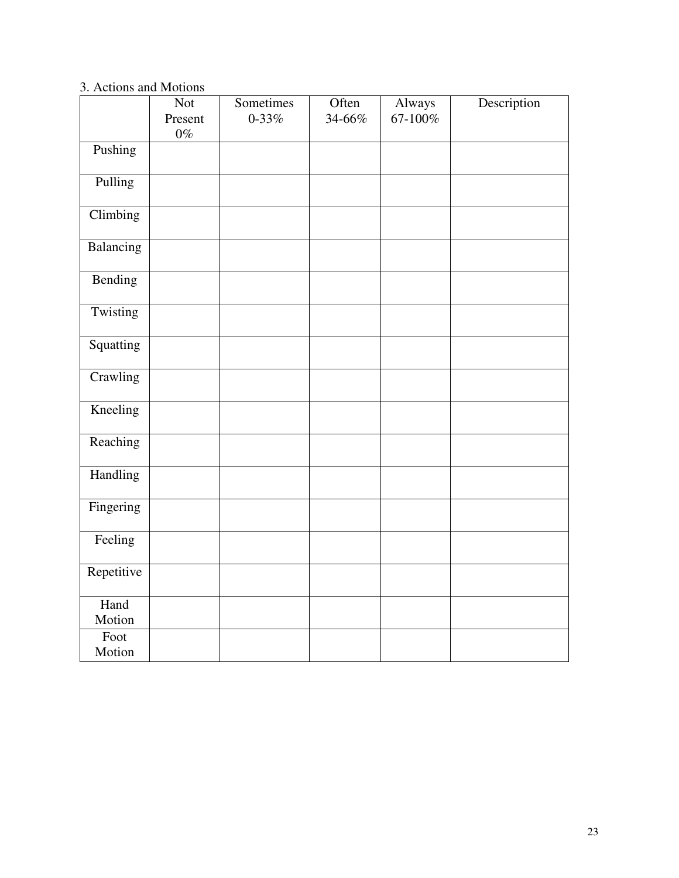3. Actions and Motions

| | Not Present 0% | Sometimes 0-33% | Often 34-66% | Always 67-100% | Description |
|---|---|---|---|---|---|
| Pushing | | | | | |
| Pulling | | | | | |
| Climbing | | | | | |
| Balancing | | | | | |
| Bending | | | | | |
| Twisting | | | | | |
| Squatting | | | | | |
| Crawling | | | | | |
| Kneeling | | | | | |
| Reaching | | | | | |
| Handling | | | | | |
| Fingering | | | | | |
| Feeling | | | | | |
| Repetitive | | | | | |
| Hand Motion | | | | | |
| Foot Motion | | | | | |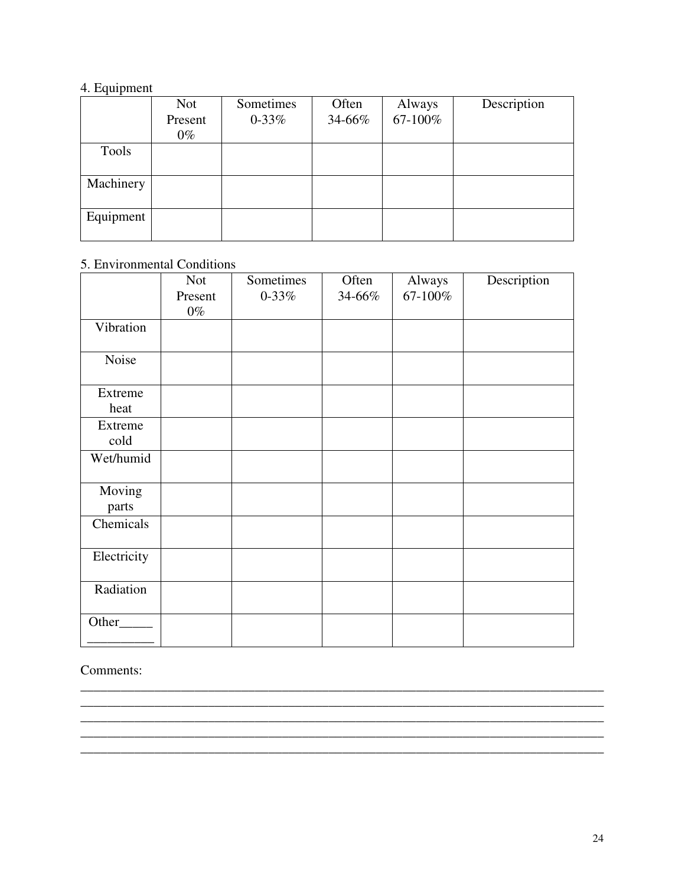4. Equipment

| | Not Present 0% | Sometimes 0-33% | Often 34-66% | Always 67-100% | Description |
|---|---|---|---|---|---|
| Tools | | | | | |
| Machinery | | | | | |
| Equipment | | | | | |

5. Environmental Conditions

| | Not Present 0% | Sometimes 0-33% | Often 34-66% | Always 67-100% | Description |
|---|---|---|---|---|---|
| Vibration | | | | | |
| Noise | | | | | |
| Extreme heat | | | | | |
| Extreme cold | | | | | |
| Wet/humid | | | | | |
| Moving parts | | | | | |
| Chemicals | | | | | |
| Electricity | | | | | |
| Radiation | | | | | |
| Other_____ __________ | | | | | |

Comments:
________________________________________________________________________________
________________________________________________________________________________
________________________________________________________________________________
________________________________________________________________________________
________________________________________________________________________________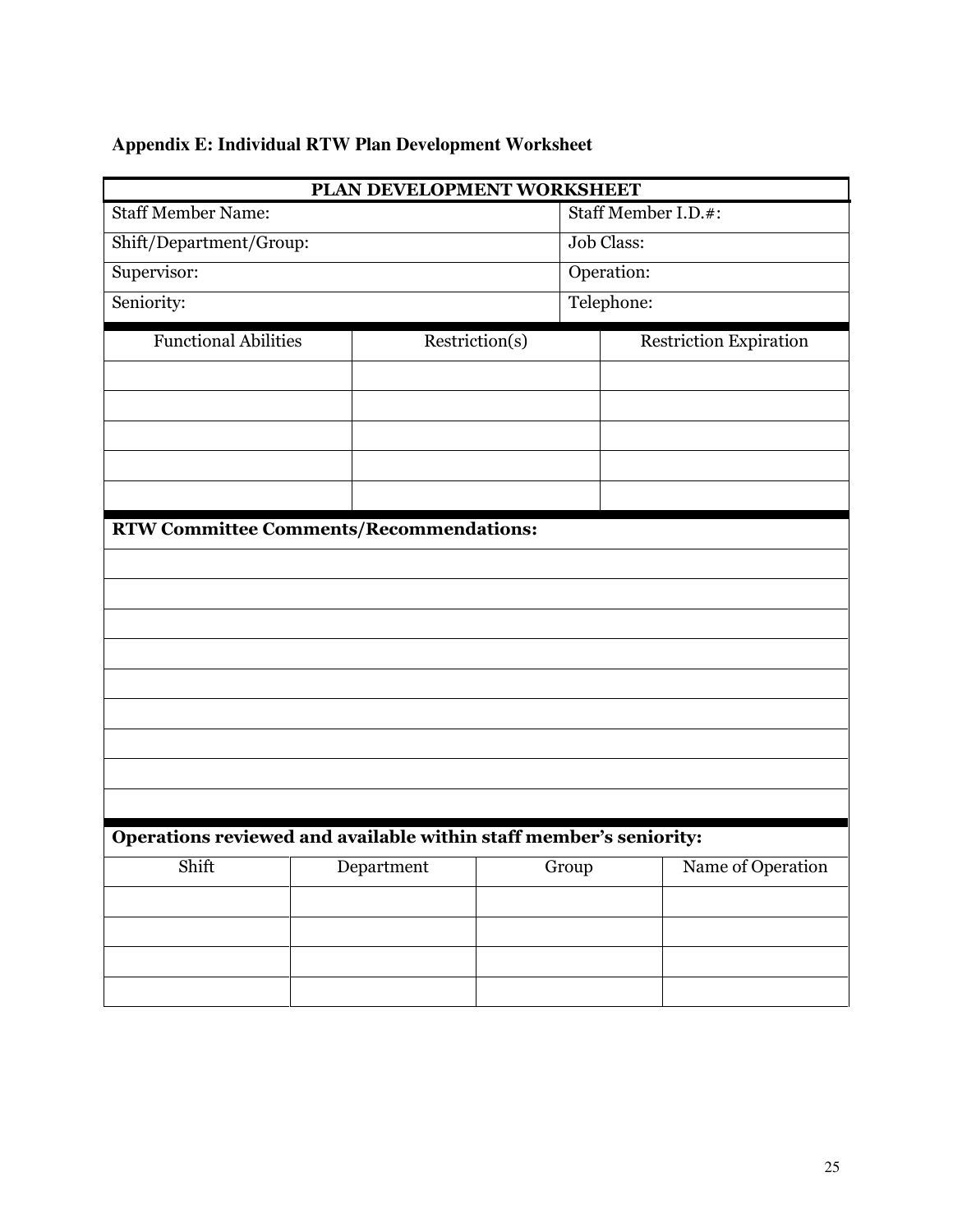## Appendix E: Individual RTW Plan Development Worksheet

| PLAN DEVELOPMENT WORKSHEET | |
|---|---|
| Staff Member Name: | Staff Member I.D.#: |
| Shift/Department/Group: | Job Class: |
| Supervisor: | Operation: |
| Seniority: | Telephone: |

| Functional Abilities | Restriction(s) | Restriction Expiration |
|---|---|---|
| | | |
| | | |
| | | |
| | | |
| | | |

| **RTW Committee Comments/Recommendations:** |
|---|
| |
| |
| |
| |
| |
| |
| |
| |
| |

| **Operations reviewed and available within staff member's seniority:** | | | |
|---|---|---|---|
| Shift | Department | Group | Name of Operation |
| | | | |
| | | | |
| | | | |
| | | | |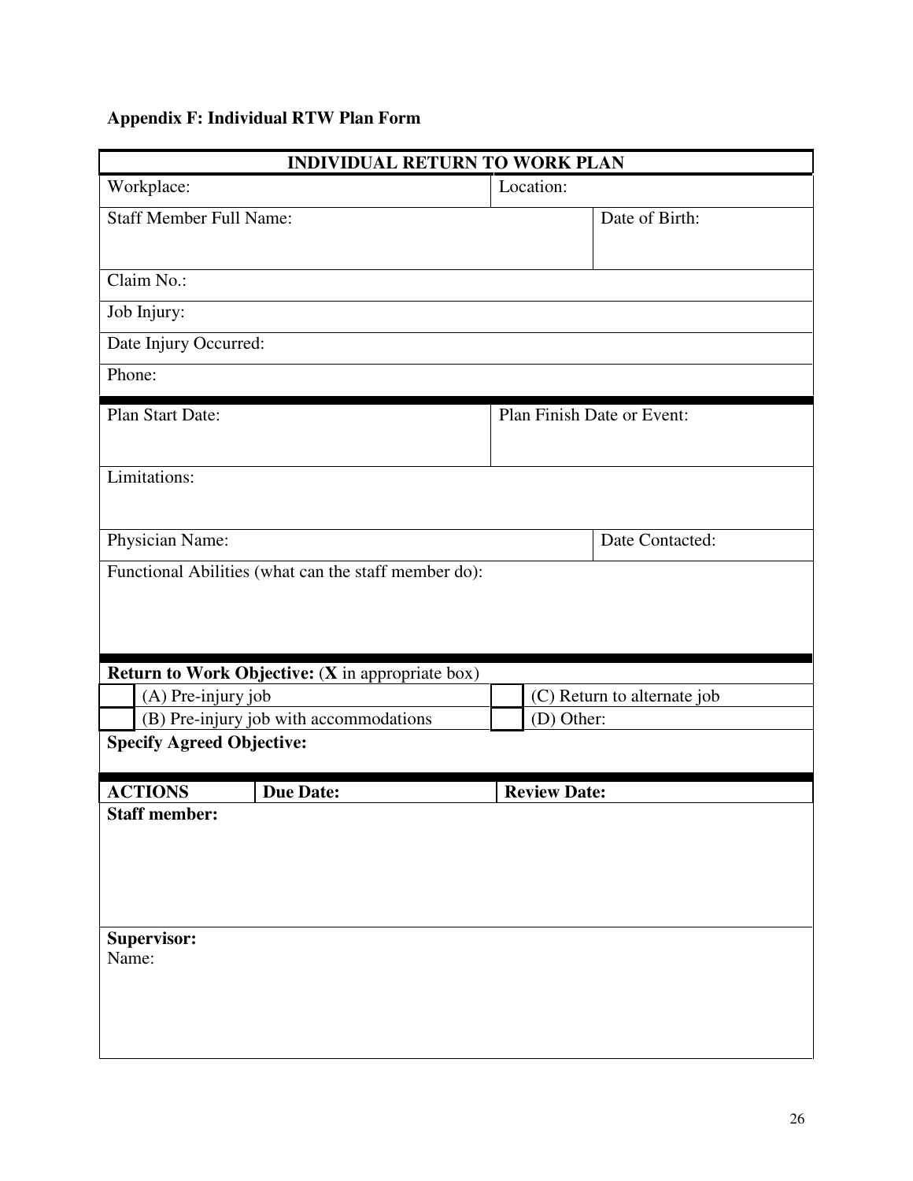**Appendix F: Individual RTW Plan Form**

| **INDIVIDUAL RETURN TO WORK PLAN** | | |
|---|---|---|
| Workplace: | Location: | |
| Staff Member Full Name: | | Date of Birth: |
| Claim No.: | | |
| Job Injury: | | |
| Date Injury Occurred: | | |
| Phone: | | |
| Plan Start Date: | Plan Finish Date or Event: | |
| Limitations: | | |
| Physician Name: | | Date Contacted: |
| Functional Abilities (what can the staff member do): | | |

| **Return to Work Objective:** (**X** in appropriate box) | | | |
|---|---|---|---|
| | (A) Pre-injury job | | (C) Return to alternate job |
| | (B) Pre-injury job with accommodations | | (D) Other: |
| **Specify Agreed Objective:** | | | |

| **ACTIONS** | **Due Date:** | **Review Date:** |
|---|---|---|
| **Staff member:** | | |
| **Supervisor:**<br>Name: | | |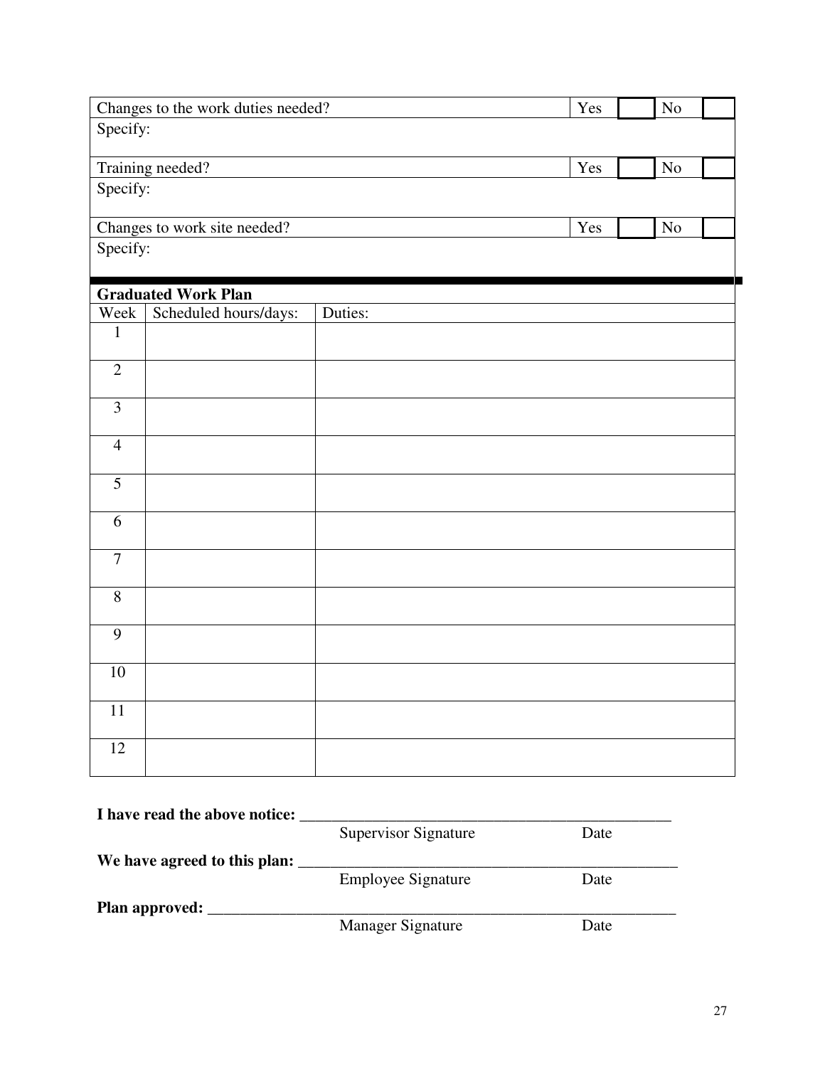| Changes to the work duties needed? | Yes | | No | |
|---|---|---|---|---|
| Specify: | | | | |

| Training needed? | Yes | | No | |
|---|---|---|---|---|
| Specify: | | | | |

| Changes to work site needed? | Yes | | No | |
|---|---|---|---|---|
| Specify: | | | | |

**Graduated Work Plan**

| Week | Scheduled hours/days: | Duties: |
|---|---|---|
| 1 | | |
| 2 | | |
| 3 | | |
| 4 | | |
| 5 | | |
| 6 | | |
| 7 | | |
| 8 | | |
| 9 | | |
| 10 | | |
| 11 | | |
| 12 | | |

**I have read the above notice:** ______________________________________________

Supervisor Signature Date

**We have agreed to this plan:** ______________________________________________

Employee Signature Date

**Plan approved:** ________________________________________________________

Manager Signature Date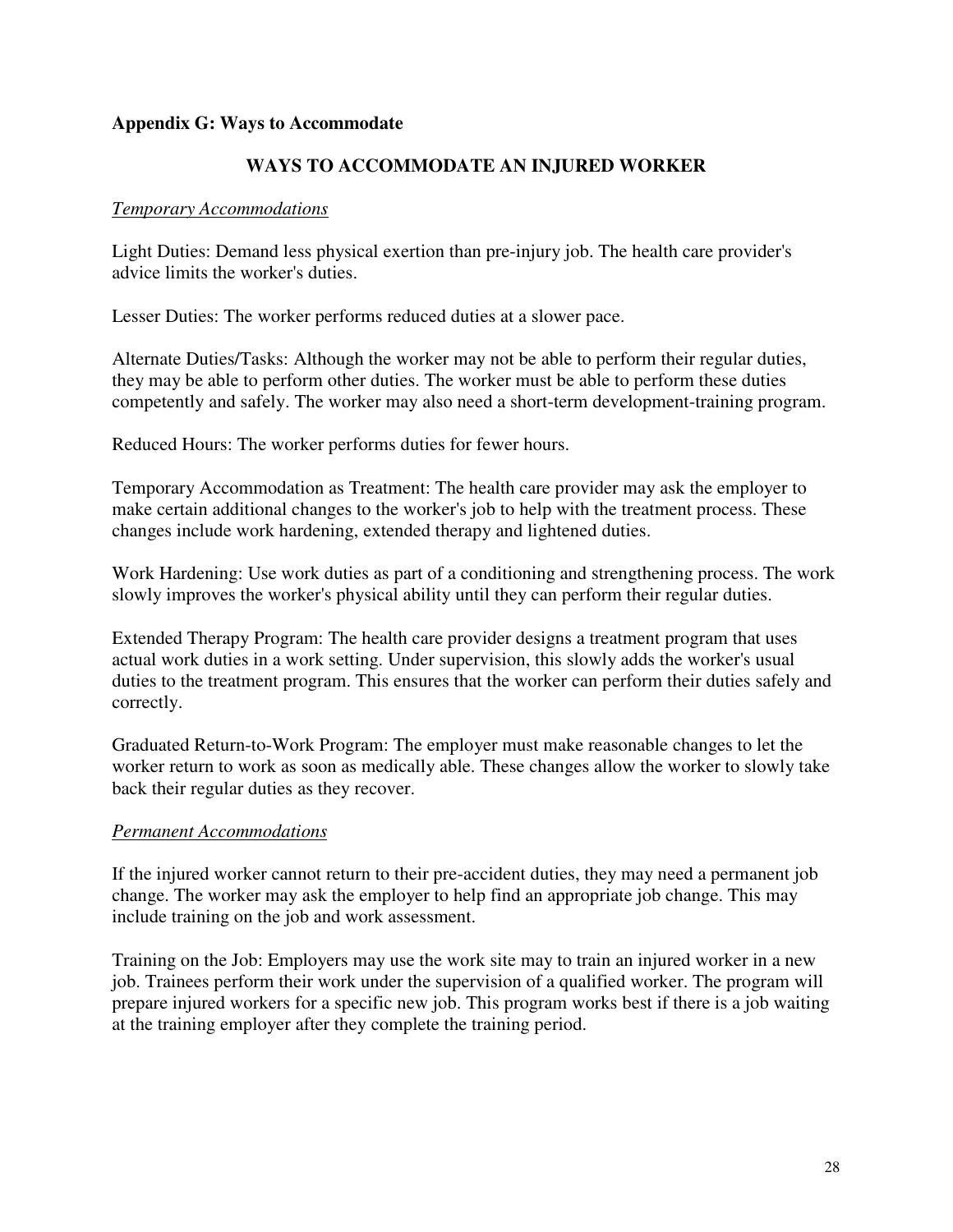**Appendix G: Ways to Accommodate**

## WAYS TO ACCOMMODATE AN INJURED WORKER

### *Temporary Accommodations*

Light Duties: Demand less physical exertion than pre-injury job. The health care provider's advice limits the worker's duties.

Lesser Duties: The worker performs reduced duties at a slower pace.

Alternate Duties/Tasks: Although the worker may not be able to perform their regular duties, they may be able to perform other duties. The worker must be able to perform these duties competently and safely. The worker may also need a short-term development-training program.

Reduced Hours: The worker performs duties for fewer hours.

Temporary Accommodation as Treatment: The health care provider may ask the employer to make certain additional changes to the worker's job to help with the treatment process. These changes include work hardening, extended therapy and lightened duties.

Work Hardening: Use work duties as part of a conditioning and strengthening process. The work slowly improves the worker's physical ability until they can perform their regular duties.

Extended Therapy Program: The health care provider designs a treatment program that uses actual work duties in a work setting. Under supervision, this slowly adds the worker's usual duties to the treatment program. This ensures that the worker can perform their duties safely and correctly.

Graduated Return-to-Work Program: The employer must make reasonable changes to let the worker return to work as soon as medically able. These changes allow the worker to slowly take back their regular duties as they recover.

### *Permanent Accommodations*

If the injured worker cannot return to their pre-accident duties, they may need a permanent job change. The worker may ask the employer to help find an appropriate job change. This may include training on the job and work assessment.

Training on the Job: Employers may use the work site may to train an injured worker in a new job. Trainees perform their work under the supervision of a qualified worker. The program will prepare injured workers for a specific new job. This program works best if there is a job waiting at the training employer after they complete the training period.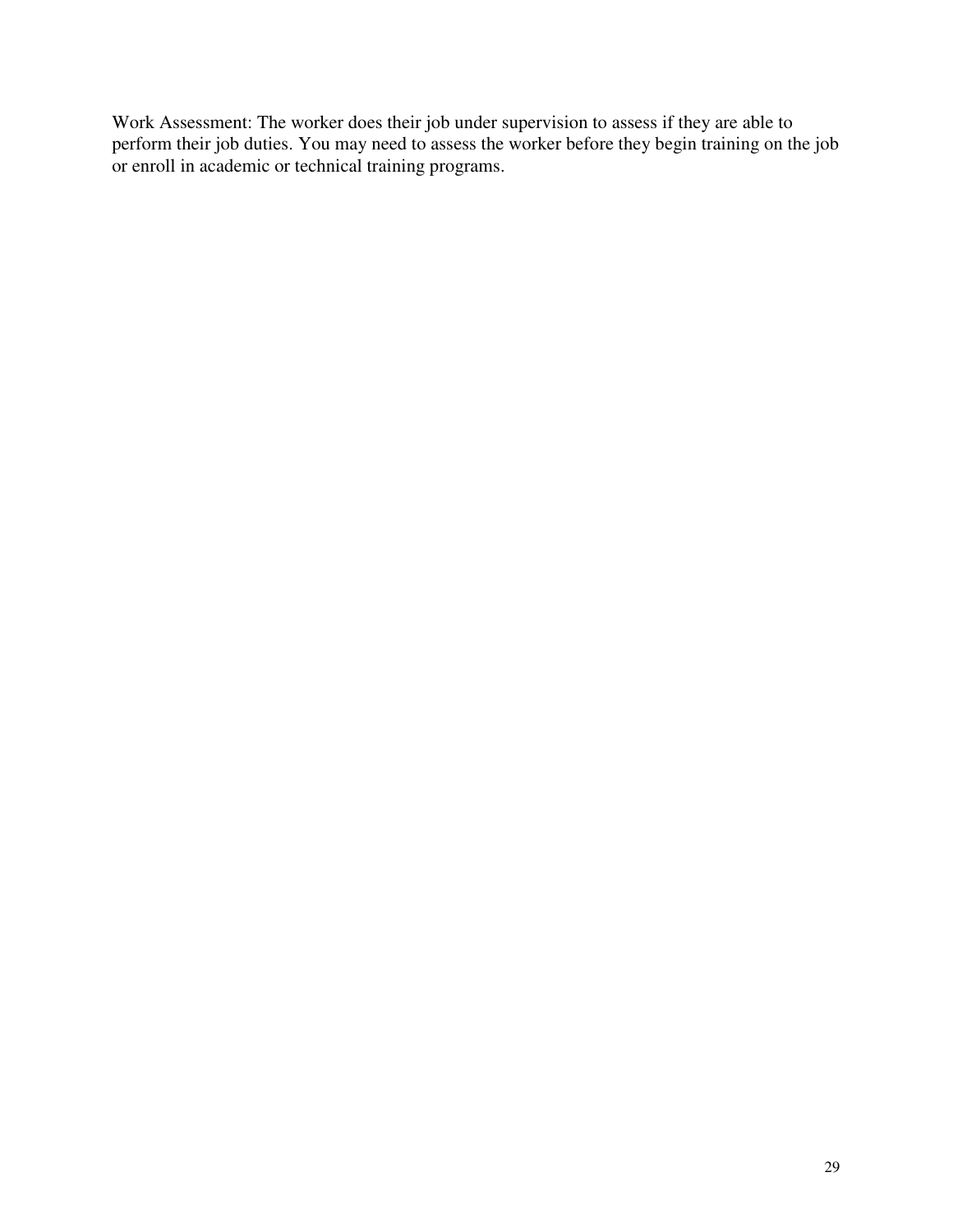Work Assessment: The worker does their job under supervision to assess if they are able to perform their job duties. You may need to assess the worker before they begin training on the job or enroll in academic or technical training programs.